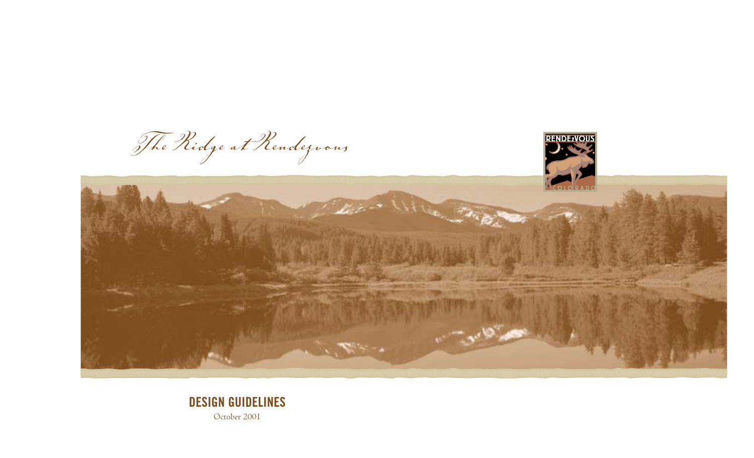*The Ridge at Rendezvous*

RENDEZVOUS

COLORADO

# DESIGN GUIDELINES

October 2001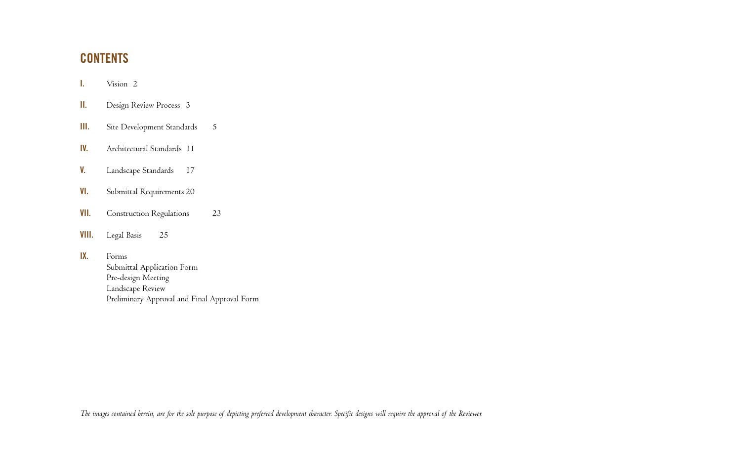## CONTENTS

**I.** Vision 2

**II.** Design Review Process 3

**III.** Site Development Standards 5

**IV.** Architectural Standards 11

**V.** Landscape Standards 17

**VI.** Submittal Requirements 20

**VII.** Construction Regulations 23

**VIII.** Legal Basis 25

**IX.** Forms
Submittal Application Form
Pre-design Meeting
Landscape Review
Preliminary Approval and Final Approval Form

*The images contained herein, are for the sole purpose of depicting preferred development character. Specific designs will require the approval of the Reviewer.*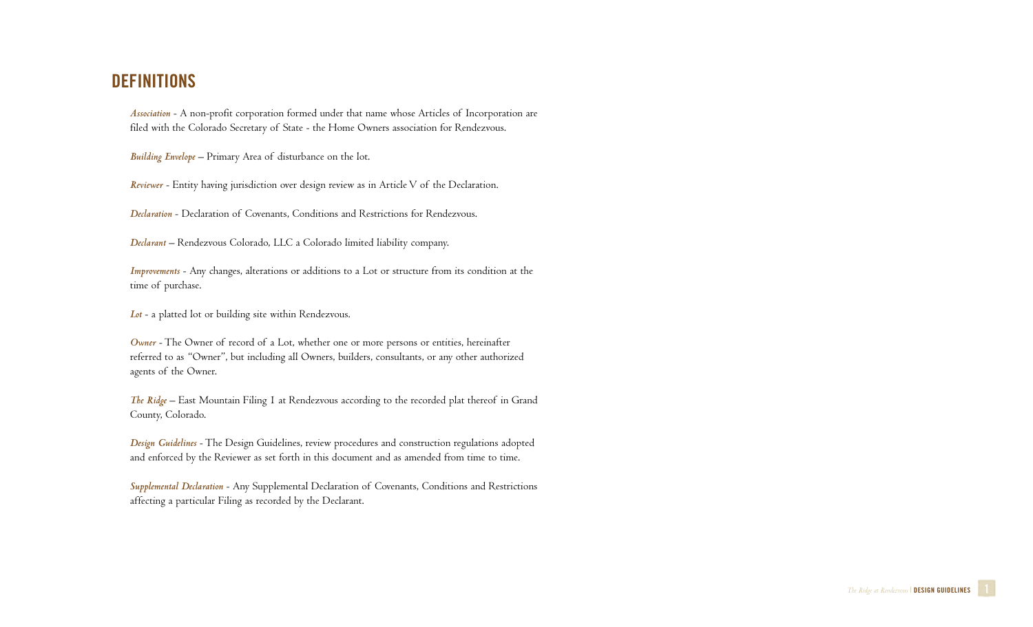# DEFINITIONS

*Association* - A non-profit corporation formed under that name whose Articles of Incorporation are filed with the Colorado Secretary of State - the Home Owners association for Rendezvous.

*Building Envelope* – Primary Area of disturbance on the lot.

*Reviewer* - Entity having jurisdiction over design review as in Article V of the Declaration.

*Declaration* - Declaration of Covenants, Conditions and Restrictions for Rendezvous.

*Declarant* – Rendezvous Colorado, LLC a Colorado limited liability company.

*Improvements* - Any changes, alterations or additions to a Lot or structure from its condition at the time of purchase.

*Lot* - a platted lot or building site within Rendezvous.

*Owner* - The Owner of record of a Lot, whether one or more persons or entities, hereinafter referred to as "Owner", but including all Owners, builders, consultants, or any other authorized agents of the Owner.

*The Ridge* – East Mountain Filing 1 at Rendezvous according to the recorded plat thereof in Grand County, Colorado.

*Design Guidelines* - The Design Guidelines, review procedures and construction regulations adopted and enforced by the Reviewer as set forth in this document and as amended from time to time.

*Supplemental Declaration* - Any Supplemental Declaration of Covenants, Conditions and Restrictions affecting a particular Filing as recorded by the Declarant.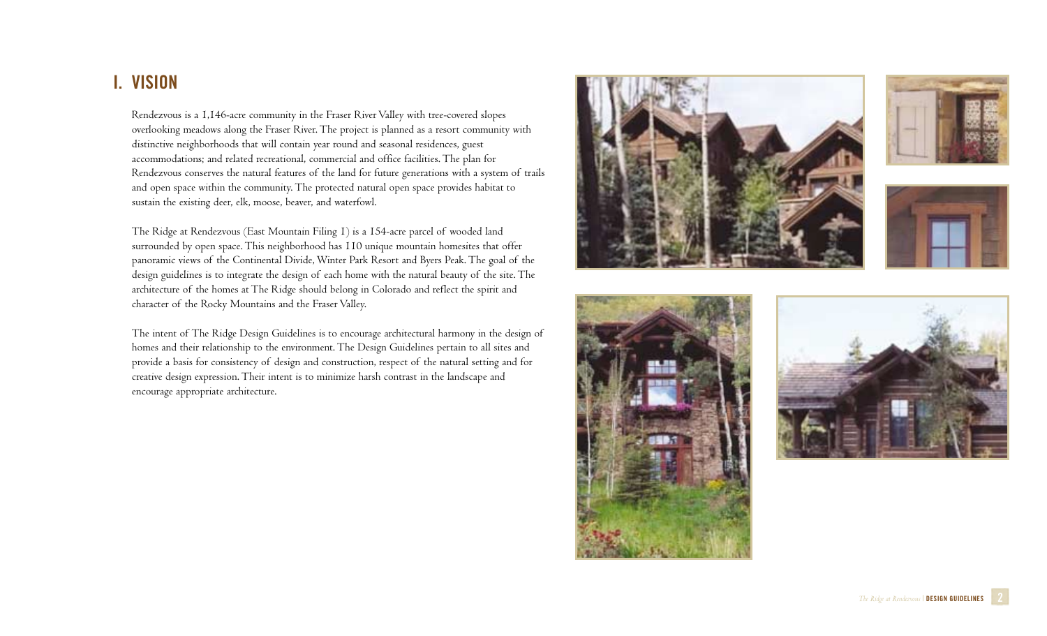# I. VISION

Rendezvous is a 1,146-acre community in the Fraser River Valley with tree-covered slopes overlooking meadows along the Fraser River. The project is planned as a resort community with distinctive neighborhoods that will contain year round and seasonal residences, guest accommodations; and related recreational, commercial and office facilities. The plan for Rendezvous conserves the natural features of the land for future generations with a system of trails and open space within the community. The protected natural open space provides habitat to sustain the existing deer, elk, moose, beaver, and waterfowl.

The Ridge at Rendezvous (East Mountain Filing 1) is a 154-acre parcel of wooded land surrounded by open space. This neighborhood has 110 unique mountain homesites that offer panoramic views of the Continental Divide, Winter Park Resort and Byers Peak. The goal of the design guidelines is to integrate the design of each home with the natural beauty of the site. The architecture of the homes at The Ridge should belong in Colorado and reflect the spirit and character of the Rocky Mountains and the Fraser Valley.

The intent of The Ridge Design Guidelines is to encourage architectural harmony in the design of homes and their relationship to the environment. The Design Guidelines pertain to all sites and provide a basis for consistency of design and construction, respect of the natural setting and for creative design expression. Their intent is to minimize harsh contrast in the landscape and encourage appropriate architecture.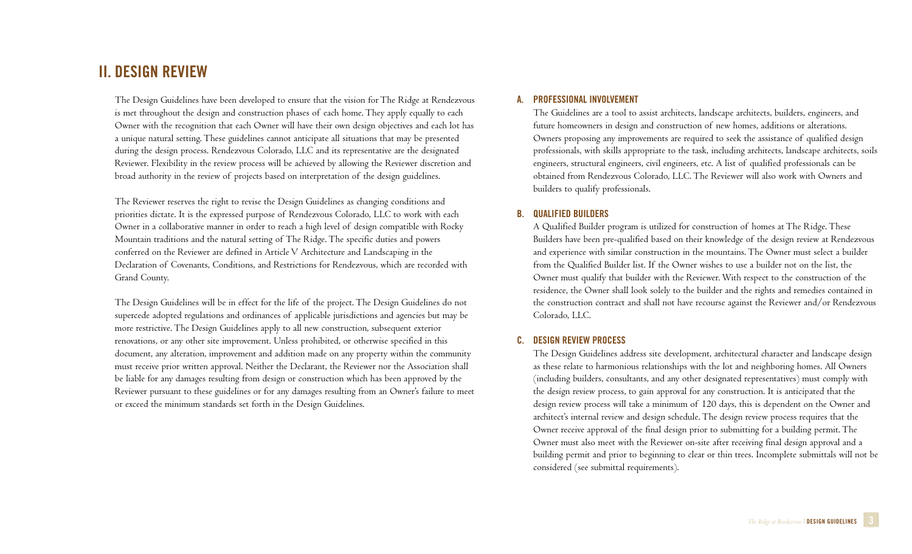# II. DESIGN REVIEW

The Design Guidelines have been developed to ensure that the vision for The Ridge at Rendezvous is met throughout the design and construction phases of each home. They apply equally to each Owner with the recognition that each Owner will have their own design objectives and each lot has a unique natural setting. These guidelines cannot anticipate all situations that may be presented during the design process. Rendezvous Colorado, LLC and its representative are the designated Reviewer. Flexibility in the review process will be achieved by allowing the Reviewer discretion and broad authority in the review of projects based on interpretation of the design guidelines.

The Reviewer reserves the right to revise the Design Guidelines as changing conditions and priorities dictate. It is the expressed purpose of Rendezvous Colorado, LLC to work with each Owner in a collaborative manner in order to reach a high level of design compatible with Rocky Mountain traditions and the natural setting of The Ridge. The specific duties and powers conferred on the Reviewer are defined in Article V Architecture and Landscaping in the Declaration of Covenants, Conditions, and Restrictions for Rendezvous, which are recorded with Grand County.

The Design Guidelines will be in effect for the life of the project. The Design Guidelines do not supercede adopted regulations and ordinances of applicable jurisdictions and agencies but may be more restrictive. The Design Guidelines apply to all new construction, subsequent exterior renovations, or any other site improvement. Unless prohibited, or otherwise specified in this document, any alteration, improvement and addition made on any property within the community must receive prior written approval. Neither the Declarant, the Reviewer nor the Association shall be liable for any damages resulting from design or construction which has been approved by the Reviewer pursuant to these guidelines or for any damages resulting from an Owner's failure to meet or exceed the minimum standards set forth in the Design Guidelines.

### A. PROFESSIONAL INVOLVEMENT

The Guidelines are a tool to assist architects, landscape architects, builders, engineers, and future homeowners in design and construction of new homes, additions or alterations. Owners proposing any improvements are required to seek the assistance of qualified design professionals, with skills appropriate to the task, including architects, landscape architects, soils engineers, structural engineers, civil engineers, etc. A list of qualified professionals can be obtained from Rendezvous Colorado, LLC. The Reviewer will also work with Owners and builders to qualify professionals.

### B. QUALIFIED BUILDERS

A Qualified Builder program is utilized for construction of homes at The Ridge. These Builders have been pre-qualified based on their knowledge of the design review at Rendezvous and experience with similar construction in the mountains. The Owner must select a builder from the Qualified Builder list. If the Owner wishes to use a builder not on the list, the Owner must qualify that builder with the Reviewer. With respect to the construction of the residence, the Owner shall look solely to the builder and the rights and remedies contained in the construction contract and shall not have recourse against the Reviewer and/or Rendezvous Colorado, LLC.

### C. DESIGN REVIEW PROCESS

The Design Guidelines address site development, architectural character and landscape design as these relate to harmonious relationships with the lot and neighboring homes. All Owners (including builders, consultants, and any other designated representatives) must comply with the design review process, to gain approval for any construction. It is anticipated that the design review process will take a minimum of 120 days, this is dependent on the Owner and architect's internal review and design schedule. The design review process requires that the Owner receive approval of the final design prior to submitting for a building permit. The Owner must also meet with the Reviewer on-site after receiving final design approval and a building permit and prior to beginning to clear or thin trees. Incomplete submittals will not be considered (see submittal requirements).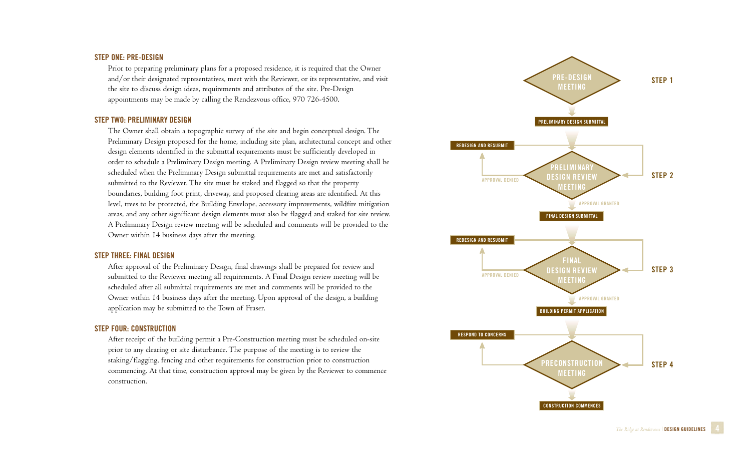### STEP ONE: PRE-DESIGN

Prior to preparing preliminary plans for a proposed residence, it is required that the Owner and/or their designated representatives, meet with the Reviewer, or its representative, and visit the site to discuss design ideas, requirements and attributes of the site. Pre-Design appointments may be made by calling the Rendezvous office, 970 726-4500.

### STEP TWO: PRELIMINARY DESIGN

The Owner shall obtain a topographic survey of the site and begin conceptual design. The Preliminary Design proposed for the home, including site plan, architectural concept and other design elements identified in the submittal requirements must be sufficiently developed in order to schedule a Preliminary Design meeting. A Preliminary Design review meeting shall be scheduled when the Preliminary Design submittal requirements are met and satisfactorily submitted to the Reviewer. The site must be staked and flagged so that the property boundaries, building foot print, driveway, and proposed clearing areas are identified. At this level, trees to be protected, the Building Envelope, accessory improvements, wildfire mitigation areas, and any other significant design elements must also be flagged and staked for site review. A Preliminary Design review meeting will be scheduled and comments will be provided to the Owner within 14 business days after the meeting.

### STEP THREE: FINAL DESIGN

After approval of the Preliminary Design, final drawings shall be prepared for review and submitted to the Reviewer meeting all requirements. A Final Design review meeting will be scheduled after all submittal requirements are met and comments will be provided to the Owner within 14 business days after the meeting. Upon approval of the design, a building application may be submitted to the Town of Fraser.

### STEP FOUR: CONSTRUCTION

After receipt of the building permit a Pre-Construction meeting must be scheduled on-site prior to any clearing or site disturbance. The purpose of the meeting is to review the staking/flagging, fencing and other requirements for construction prior to construction commencing. At that time, construction approval may be given by the Reviewer to commence construction.

STEP 1: PRE-DESIGN MEETING

PRELIMINARY DESIGN SUBMITTAL

STEP 2: PRELIMINARY DESIGN REVIEW MEETING
- APPROVAL DENIED → REDESIGN AND RESUBMIT
- APPROVAL GRANTED → FINAL DESIGN SUBMITTAL

STEP 3: FINAL DESIGN REVIEW MEETING
- APPROVAL DENIED → REDESIGN AND RESUBMIT
- APPROVAL GRANTED → BUILDING PERMIT APPLICATION

STEP 4: PRECONSTRUCTION MEETING
- RESPOND TO CONCERNS
- CONSTRUCTION COMMENCES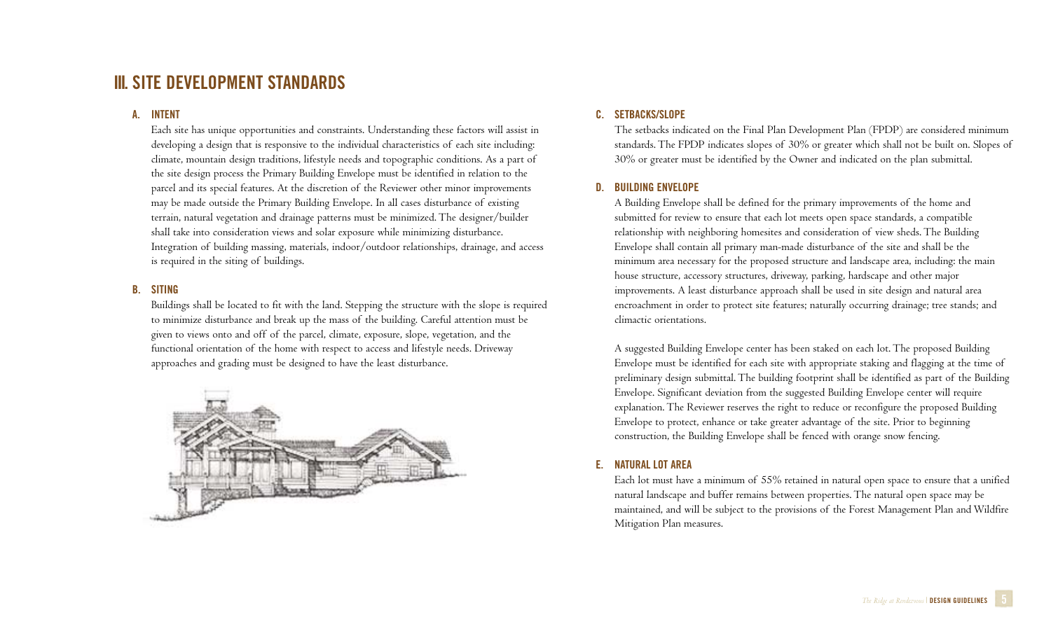# III. SITE DEVELOPMENT STANDARDS

## A. INTENT

Each site has unique opportunities and constraints. Understanding these factors will assist in developing a design that is responsive to the individual characteristics of each site including: climate, mountain design traditions, lifestyle needs and topographic conditions. As a part of the site design process the Primary Building Envelope must be identified in relation to the parcel and its special features. At the discretion of the Reviewer other minor improvements may be made outside the Primary Building Envelope. In all cases disturbance of existing terrain, natural vegetation and drainage patterns must be minimized. The designer/builder shall take into consideration views and solar exposure while minimizing disturbance. Integration of building massing, materials, indoor/outdoor relationships, drainage, and access is required in the siting of buildings.

## B. SITING

Buildings shall be located to fit with the land. Stepping the structure with the slope is required to minimize disturbance and break up the mass of the building. Careful attention must be given to views onto and off of the parcel, climate, exposure, slope, vegetation, and the functional orientation of the home with respect to access and lifestyle needs. Driveway approaches and grading must be designed to have the least disturbance.

## C. SETBACKS/SLOPE

The setbacks indicated on the Final Plan Development Plan (FPDP) are considered minimum standards. The FPDP indicates slopes of 30% or greater which shall not be built on. Slopes of 30% or greater must be identified by the Owner and indicated on the plan submittal.

## D. BUILDING ENVELOPE

A Building Envelope shall be defined for the primary improvements of the home and submitted for review to ensure that each lot meets open space standards, a compatible relationship with neighboring homesites and consideration of view sheds. The Building Envelope shall contain all primary man-made disturbance of the site and shall be the minimum area necessary for the proposed structure and landscape area, including: the main house structure, accessory structures, driveway, parking, hardscape and other major improvements. A least disturbance approach shall be used in site design and natural area encroachment in order to protect site features; naturally occurring drainage; tree stands; and climactic orientations.

A suggested Building Envelope center has been staked on each lot. The proposed Building Envelope must be identified for each site with appropriate staking and flagging at the time of preliminary design submittal. The building footprint shall be identified as part of the Building Envelope. Significant deviation from the suggested Building Envelope center will require explanation. The Reviewer reserves the right to reduce or reconfigure the proposed Building Envelope to protect, enhance or take greater advantage of the site. Prior to beginning construction, the Building Envelope shall be fenced with orange snow fencing.

## E. NATURAL LOT AREA

Each lot must have a minimum of 55% retained in natural open space to ensure that a unified natural landscape and buffer remains between properties. The natural open space may be maintained, and will be subject to the provisions of the Forest Management Plan and Wildfire Mitigation Plan measures.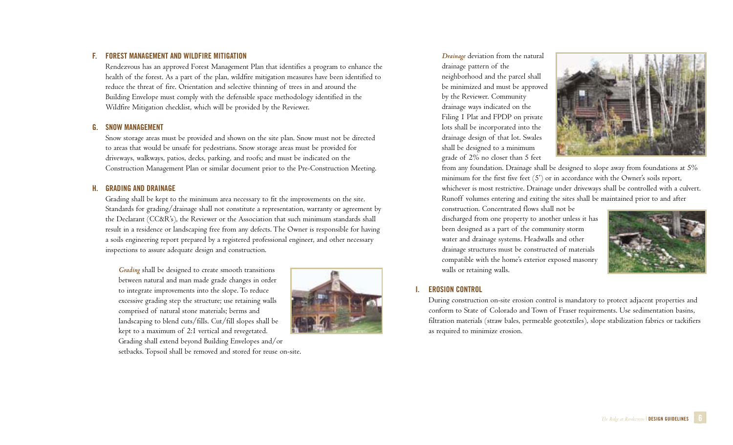## F. FOREST MANAGEMENT AND WILDFIRE MITIGATION

Rendezvous has an approved Forest Management Plan that identifies a program to enhance the health of the forest. As a part of the plan, wildfire mitigation measures have been identified to reduce the threat of fire. Orientation and selective thinning of trees in and around the Building Envelope must comply with the defensible space methodology identified in the Wildfire Mitigation checklist, which will be provided by the Reviewer.

## G. SNOW MANAGEMENT

Snow storage areas must be provided and shown on the site plan. Snow must not be directed to areas that would be unsafe for pedestrians. Snow storage areas must be provided for driveways, walkways, patios, decks, parking, and roofs; and must be indicated on the Construction Management Plan or similar document prior to the Pre-Construction Meeting.

## H. GRADING AND DRAINAGE

Grading shall be kept to the minimum area necessary to fit the improvements on the site. Standards for grading/drainage shall not constitute a representation, warranty or agreement by the Declarant (CC&R's), the Reviewer or the Association that such minimum standards shall result in a residence or landscaping free from any defects. The Owner is responsible for having a soils engineering report prepared by a registered professional engineer, and other necessary inspections to assure adequate design and construction.

*Grading* shall be designed to create smooth transitions between natural and man made grade changes in order to integrate improvements into the slope. To reduce excessive grading step the structure; use retaining walls comprised of natural stone materials; berms and landscaping to blend cuts/fills. Cut/fill slopes shall be kept to a maximum of 2:1 vertical and revegetated. Grading shall extend beyond Building Envelopes and/or setbacks. Topsoil shall be removed and stored for reuse on-site.

*Drainage* deviation from the natural drainage pattern of the neighborhood and the parcel shall be minimized and must be approved by the Reviewer. Community drainage ways indicated on the Filing 1 Plat and FPDP on private lots shall be incorporated into the drainage design of that lot. Swales shall be designed to a minimum grade of 2% no closer than 5 feet from any foundation. Drainage shall be designed to slope away from foundations at 5% minimum for the first five feet (5') or in accordance with the Owner's soils report, whichever is most restrictive. Drainage under driveways shall be controlled with a culvert. Runoff volumes entering and exiting the sites shall be maintained prior to and after construction. Concentrated flows shall not be discharged from one property to another unless it has been designed as a part of the community storm water and drainage systems. Headwalls and other drainage structures must be constructed of materials compatible with the home's exterior exposed masonry walls or retaining walls.

## I. EROSION CONTROL

During construction on-site erosion control is mandatory to protect adjacent properties and conform to State of Colorado and Town of Fraser requirements. Use sedimentation basins, filtration materials (straw bales, permeable geotextiles), slope stabilization fabrics or tackifiers as required to minimize erosion.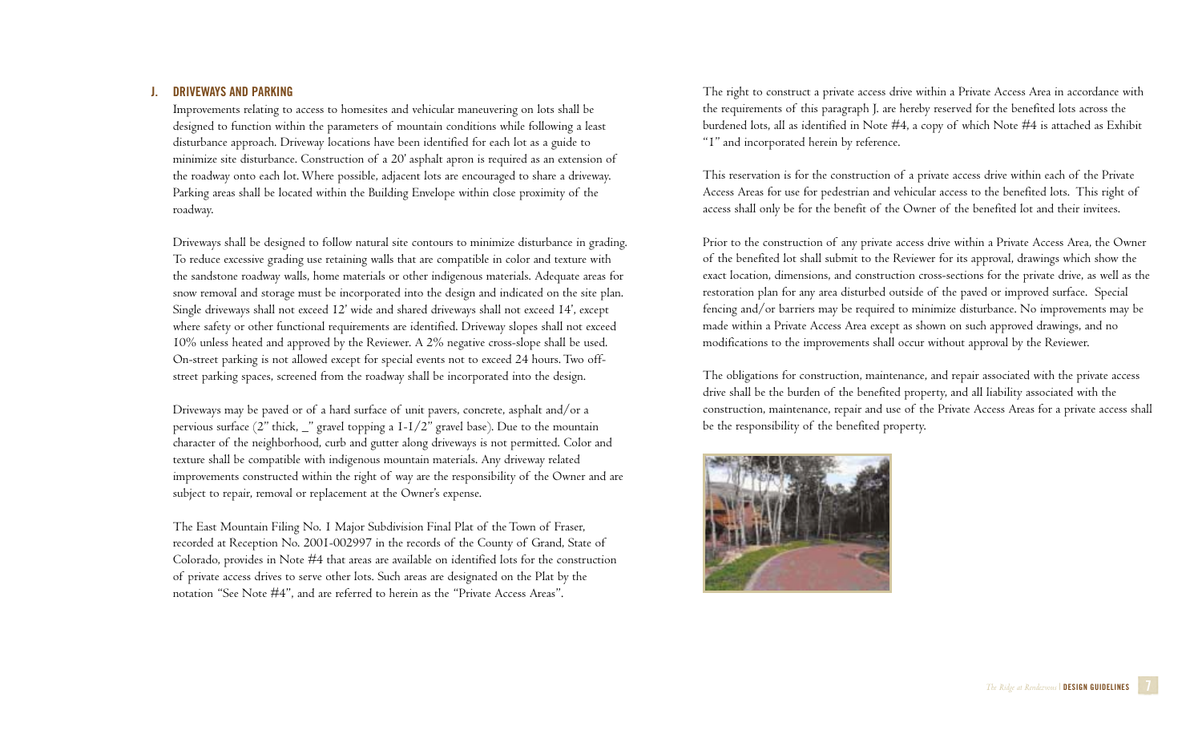## J. DRIVEWAYS AND PARKING

Improvements relating to access to homesites and vehicular maneuvering on lots shall be designed to function within the parameters of mountain conditions while following a least disturbance approach. Driveway locations have been identified for each lot as a guide to minimize site disturbance. Construction of a 20' asphalt apron is required as an extension of the roadway onto each lot. Where possible, adjacent lots are encouraged to share a driveway. Parking areas shall be located within the Building Envelope within close proximity of the roadway.

Driveways shall be designed to follow natural site contours to minimize disturbance in grading. To reduce excessive grading use retaining walls that are compatible in color and texture with the sandstone roadway walls, home materials or other indigenous materials. Adequate areas for snow removal and storage must be incorporated into the design and indicated on the site plan. Single driveways shall not exceed 12' wide and shared driveways shall not exceed 14', except where safety or other functional requirements are identified. Driveway slopes shall not exceed 10% unless heated and approved by the Reviewer. A 2% negative cross-slope shall be used. On-street parking is not allowed except for special events not to exceed 24 hours. Two off-street parking spaces, screened from the roadway shall be incorporated into the design.

Driveways may be paved or of a hard surface of unit pavers, concrete, asphalt and/or a pervious surface (2" thick, _" gravel topping a 1-1/2" gravel base). Due to the mountain character of the neighborhood, curb and gutter along driveways is not permitted. Color and texture shall be compatible with indigenous mountain materials. Any driveway related improvements constructed within the right of way are the responsibility of the Owner and are subject to repair, removal or replacement at the Owner's expense.

The East Mountain Filing No. 1 Major Subdivision Final Plat of the Town of Fraser, recorded at Reception No. 2001-002997 in the records of the County of Grand, State of Colorado, provides in Note #4 that areas are available on identified lots for the construction of private access drives to serve other lots. Such areas are designated on the Plat by the notation "See Note #4", and are referred to herein as the "Private Access Areas".

The right to construct a private access drive within a Private Access Area in accordance with the requirements of this paragraph J. are hereby reserved for the benefited lots across the burdened lots, all as identified in Note #4, a copy of which Note #4 is attached as Exhibit "1" and incorporated herein by reference.

This reservation is for the construction of a private access drive within each of the Private Access Areas for use for pedestrian and vehicular access to the benefited lots. This right of access shall only be for the benefit of the Owner of the benefited lot and their invitees.

Prior to the construction of any private access drive within a Private Access Area, the Owner of the benefited lot shall submit to the Reviewer for its approval, drawings which show the exact location, dimensions, and construction cross-sections for the private drive, as well as the restoration plan for any area disturbed outside of the paved or improved surface. Special fencing and/or barriers may be required to minimize disturbance. No improvements may be made within a Private Access Area except as shown on such approved drawings, and no modifications to the improvements shall occur without approval by the Reviewer.

The obligations for construction, maintenance, and repair associated with the private access drive shall be the burden of the benefited property, and all liability associated with the construction, maintenance, repair and use of the Private Access Areas for a private access shall be the responsibility of the benefited property.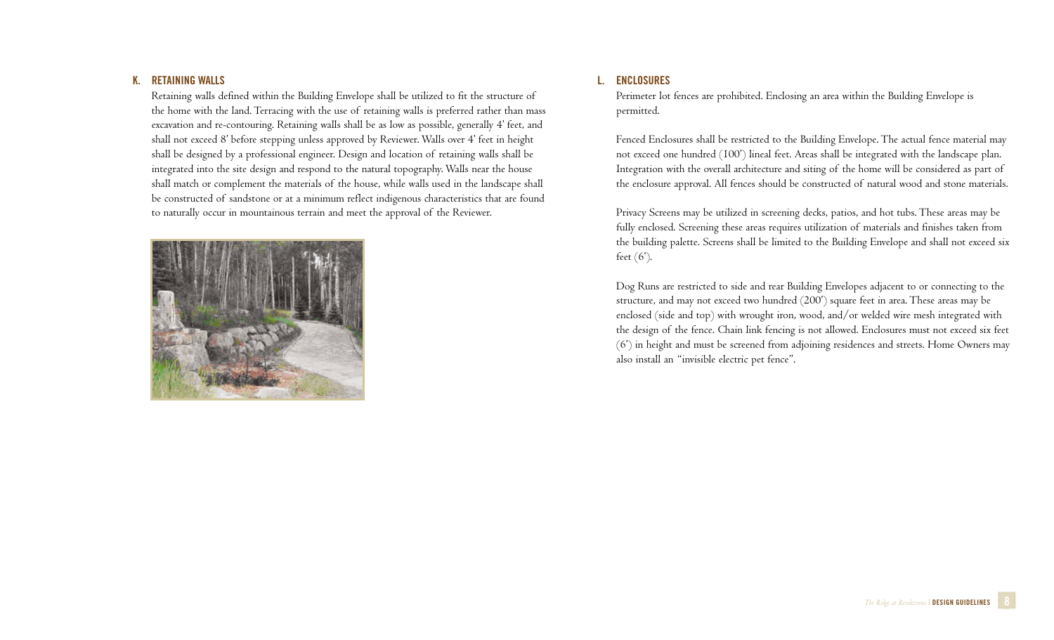### K. RETAINING WALLS

Retaining walls defined within the Building Envelope shall be utilized to fit the structure of the home with the land. Terracing with the use of retaining walls is preferred rather than mass excavation and re-contouring. Retaining walls shall be as low as possible, generally 4' feet, and shall not exceed 8' before stepping unless approved by Reviewer. Walls over 4' feet in height shall be designed by a professional engineer. Design and location of retaining walls shall be integrated into the site design and respond to the natural topography. Walls near the house shall match or complement the materials of the house, while walls used in the landscape shall be constructed of sandstone or at a minimum reflect indigenous characteristics that are found to naturally occur in mountainous terrain and meet the approval of the Reviewer.

### L. ENCLOSURES

Perimeter lot fences are prohibited. Enclosing an area within the Building Envelope is permitted.

Fenced Enclosures shall be restricted to the Building Envelope. The actual fence material may not exceed one hundred (100') lineal feet. Areas shall be integrated with the landscape plan. Integration with the overall architecture and siting of the home will be considered as part of the enclosure approval. All fences should be constructed of natural wood and stone materials.

Privacy Screens may be utilized in screening decks, patios, and hot tubs. These areas may be fully enclosed. Screening these areas requires utilization of materials and finishes taken from the building palette. Screens shall be limited to the Building Envelope and shall not exceed six feet (6').

Dog Runs are restricted to side and rear Building Envelopes adjacent to or connecting to the structure, and may not exceed two hundred (200') square feet in area. These areas may be enclosed (side and top) with wrought iron, wood, and/or welded wire mesh integrated with the design of the fence. Chain link fencing is not allowed. Enclosures must not exceed six feet (6') in height and must be screened from adjoining residences and streets. Home Owners may also install an "invisible electric pet fence".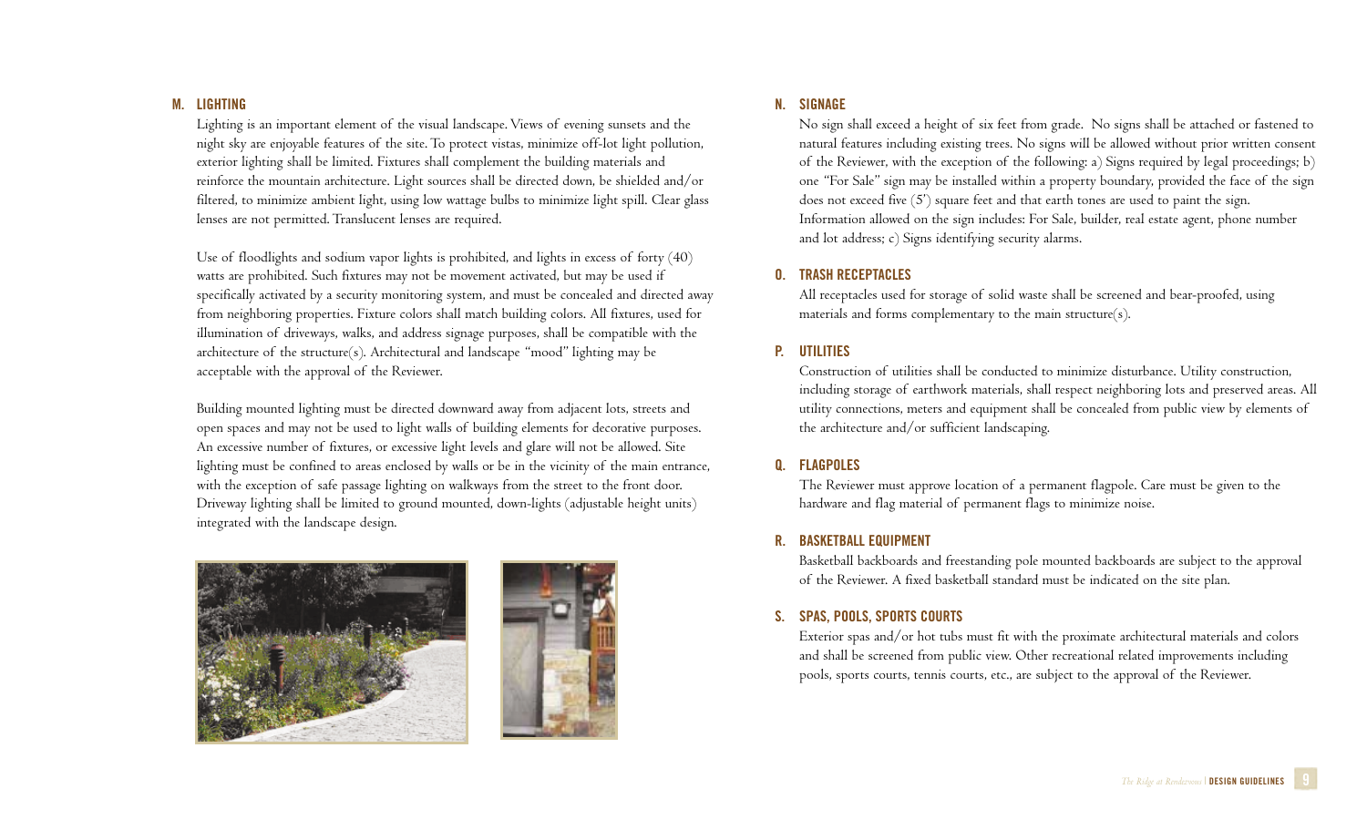## M. LIGHTING

Lighting is an important element of the visual landscape. Views of evening sunsets and the night sky are enjoyable features of the site. To protect vistas, minimize off-lot light pollution, exterior lighting shall be limited. Fixtures shall complement the building materials and reinforce the mountain architecture. Light sources shall be directed down, be shielded and/or filtered, to minimize ambient light, using low wattage bulbs to minimize light spill. Clear glass lenses are not permitted. Translucent lenses are required.

Use of floodlights and sodium vapor lights is prohibited, and lights in excess of forty (40) watts are prohibited. Such fixtures may not be movement activated, but may be used if specifically activated by a security monitoring system, and must be concealed and directed away from neighboring properties. Fixture colors shall match building colors. All fixtures, used for illumination of driveways, walks, and address signage purposes, shall be compatible with the architecture of the structure(s). Architectural and landscape "mood" lighting may be acceptable with the approval of the Reviewer.

Building mounted lighting must be directed downward away from adjacent lots, streets and open spaces and may not be used to light walls of building elements for decorative purposes. An excessive number of fixtures, or excessive light levels and glare will not be allowed. Site lighting must be confined to areas enclosed by walls or be in the vicinity of the main entrance, with the exception of safe passage lighting on walkways from the street to the front door. Driveway lighting shall be limited to ground mounted, down-lights (adjustable height units) integrated with the landscape design.

## N. SIGNAGE

No sign shall exceed a height of six feet from grade. No signs shall be attached or fastened to natural features including existing trees. No signs will be allowed without prior written consent of the Reviewer, with the exception of the following: a) Signs required by legal proceedings; b) one "For Sale" sign may be installed within a property boundary, provided the face of the sign does not exceed five (5') square feet and that earth tones are used to paint the sign. Information allowed on the sign includes: For Sale, builder, real estate agent, phone number and lot address; c) Signs identifying security alarms.

## O. TRASH RECEPTACLES

All receptacles used for storage of solid waste shall be screened and bear-proofed, using materials and forms complementary to the main structure(s).

## P. UTILITIES

Construction of utilities shall be conducted to minimize disturbance. Utility construction, including storage of earthwork materials, shall respect neighboring lots and preserved areas. All utility connections, meters and equipment shall be concealed from public view by elements of the architecture and/or sufficient landscaping.

## Q. FLAGPOLES

The Reviewer must approve location of a permanent flagpole. Care must be given to the hardware and flag material of permanent flags to minimize noise.

## R. BASKETBALL EQUIPMENT

Basketball backboards and freestanding pole mounted backboards are subject to the approval of the Reviewer. A fixed basketball standard must be indicated on the site plan.

## S. SPAS, POOLS, SPORTS COURTS

Exterior spas and/or hot tubs must fit with the proximate architectural materials and colors and shall be screened from public view. Other recreational related improvements including pools, sports courts, tennis courts, etc., are subject to the approval of the Reviewer.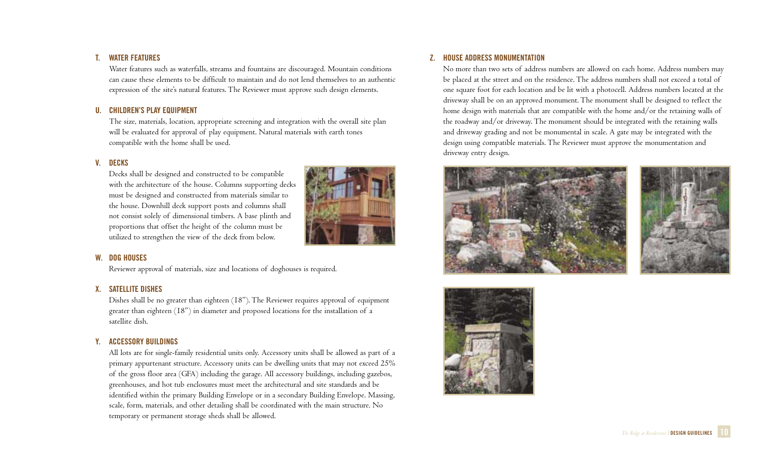### T. WATER FEATURES

Water features such as waterfalls, streams and fountains are discouraged. Mountain conditions can cause these elements to be difficult to maintain and do not lend themselves to an authentic expression of the site's natural features. The Reviewer must approve such design elements.

### U. CHILDREN'S PLAY EQUIPMENT

The size, materials, location, appropriate screening and integration with the overall site plan will be evaluated for approval of play equipment. Natural materials with earth tones compatible with the home shall be used.

### V. DECKS

Decks shall be designed and constructed to be compatible with the architecture of the house. Columns supporting decks must be designed and constructed from materials similar to the house. Downhill deck support posts and columns shall not consist solely of dimensional timbers. A base plinth and proportions that offset the height of the column must be utilized to strengthen the view of the deck from below.

### W. DOG HOUSES

Reviewer approval of materials, size and locations of doghouses is required.

### X. SATELLITE DISHES

Dishes shall be no greater than eighteen (18"). The Reviewer requires approval of equipment greater than eighteen (18") in diameter and proposed locations for the installation of a satellite dish.

### Y. ACCESSORY BUILDINGS

All lots are for single-family residential units only. Accessory units shall be allowed as part of a primary appurtenant structure. Accessory units can be dwelling units that may not exceed 25% of the gross floor area (GFA) including the garage. All accessory buildings, including gazebos, greenhouses, and hot tub enclosures must meet the architectural and site standards and be identified within the primary Building Envelope or in a secondary Building Envelope. Massing, scale, form, materials, and other detailing shall be coordinated with the main structure. No temporary or permanent storage sheds shall be allowed.

### Z. HOUSE ADDRESS MONUMENTATION

No more than two sets of address numbers are allowed on each home. Address numbers may be placed at the street and on the residence. The address numbers shall not exceed a total of one square foot for each location and be lit with a photocell. Address numbers located at the driveway shall be on an approved monument. The monument shall be designed to reflect the home design with materials that are compatible with the home and/or the retaining walls of the roadway and/or driveway. The monument should be integrated with the retaining walls and driveway grading and not be monumental in scale. A gate may be integrated with the design using compatible materials. The Reviewer must approve the monumentation and driveway entry design.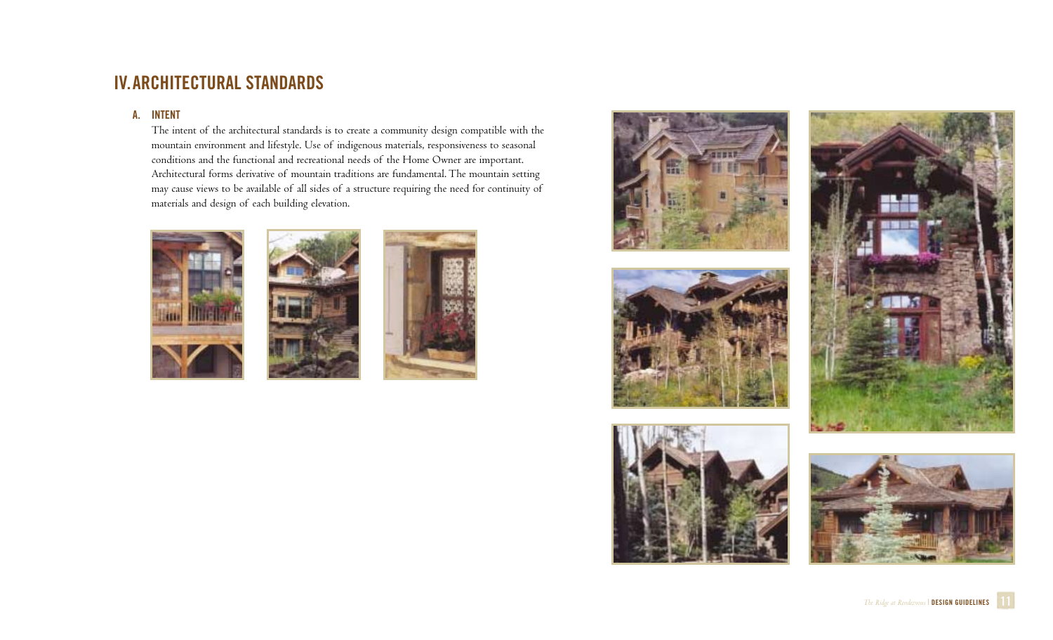# IV. ARCHITECTURAL STANDARDS

## A. INTENT

The intent of the architectural standards is to create a community design compatible with the mountain environment and lifestyle. Use of indigenous materials, responsiveness to seasonal conditions and the functional and recreational needs of the Home Owner are important. Architectural forms derivative of mountain traditions are fundamental. The mountain setting may cause views to be available of all sides of a structure requiring the need for continuity of materials and design of each building elevation.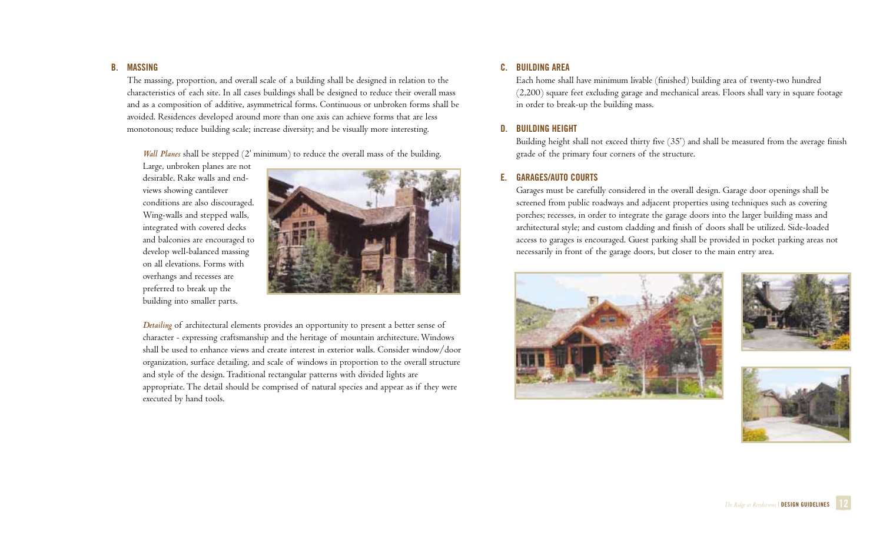## B. MASSING

The massing, proportion, and overall scale of a building shall be designed in relation to the characteristics of each site. In all cases buildings shall be designed to reduce their overall mass and as a composition of additive, asymmetrical forms. Continuous or unbroken forms shall be avoided. Residences developed around more than one axis can achieve forms that are less monotonous; reduce building scale; increase diversity; and be visually more interesting.

***Wall Planes*** shall be stepped (2' minimum) to reduce the overall mass of the building. Large, unbroken planes are not desirable. Rake walls and end-views showing cantilever conditions are also discouraged. Wing-walls and stepped walls, integrated with covered decks and balconies are encouraged to develop well-balanced massing on all elevations. Forms with overhangs and recesses are preferred to break up the building into smaller parts.

***Detailing*** of architectural elements provides an opportunity to present a better sense of character - expressing craftsmanship and the heritage of mountain architecture. Windows shall be used to enhance views and create interest in exterior walls. Consider window/door organization, surface detailing, and scale of windows in proportion to the overall structure and style of the design. Traditional rectangular patterns with divided lights are appropriate. The detail should be comprised of natural species and appear as if they were executed by hand tools.

## C. BUILDING AREA

Each home shall have minimum livable (finished) building area of twenty-two hundred (2,200) square feet excluding garage and mechanical areas. Floors shall vary in square footage in order to break-up the building mass.

## D. BUILDING HEIGHT

Building height shall not exceed thirty five (35') and shall be measured from the average finish grade of the primary four corners of the structure.

## E. GARAGES/AUTO COURTS

Garages must be carefully considered in the overall design. Garage door openings shall be screened from public roadways and adjacent properties using techniques such as covering porches; recesses, in order to integrate the garage doors into the larger building mass and architectural style; and custom cladding and finish of doors shall be utilized. Side-loaded access to garages is encouraged. Guest parking shall be provided in pocket parking areas not necessarily in front of the garage doors, but closer to the main entry area.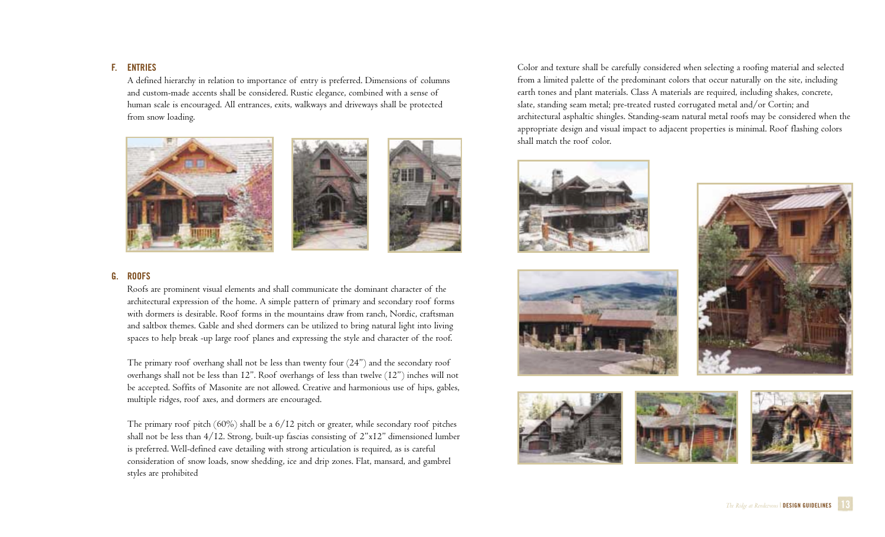## F. ENTRIES

A defined hierarchy in relation to importance of entry is preferred. Dimensions of columns and custom-made accents shall be considered. Rustic elegance, combined with a sense of human scale is encouraged. All entrances, exits, walkways and driveways shall be protected from snow loading.

## G. ROOFS

Roofs are prominent visual elements and shall communicate the dominant character of the architectural expression of the home. A simple pattern of primary and secondary roof forms with dormers is desirable. Roof forms in the mountains draw from ranch, Nordic, craftsman and saltbox themes. Gable and shed dormers can be utilized to bring natural light into living spaces to help break -up large roof planes and expressing the style and character of the roof.

The primary roof overhang shall not be less than twenty four (24") and the secondary roof overhangs shall not be less than 12". Roof overhangs of less than twelve (12") inches will not be accepted. Soffits of Masonite are not allowed. Creative and harmonious use of hips, gables, multiple ridges, roof axes, and dormers are encouraged.

The primary roof pitch (60%) shall be a 6/12 pitch or greater, while secondary roof pitches shall not be less than 4/12. Strong, built-up fascias consisting of 2"x12" dimensioned lumber is preferred. Well-defined eave detailing with strong articulation is required, as is careful consideration of snow loads, snow shedding, ice and drip zones. Flat, mansard, and gambrel styles are prohibited

Color and texture shall be carefully considered when selecting a roofing material and selected from a limited palette of the predominant colors that occur naturally on the site, including earth tones and plant materials. Class A materials are required, including shakes, concrete, slate, standing seam metal; pre-treated rusted corrugated metal and/or Cortin; and architectural asphaltic shingles. Standing-seam natural metal roofs may be considered when the appropriate design and visual impact to adjacent properties is minimal. Roof flashing colors shall match the roof color.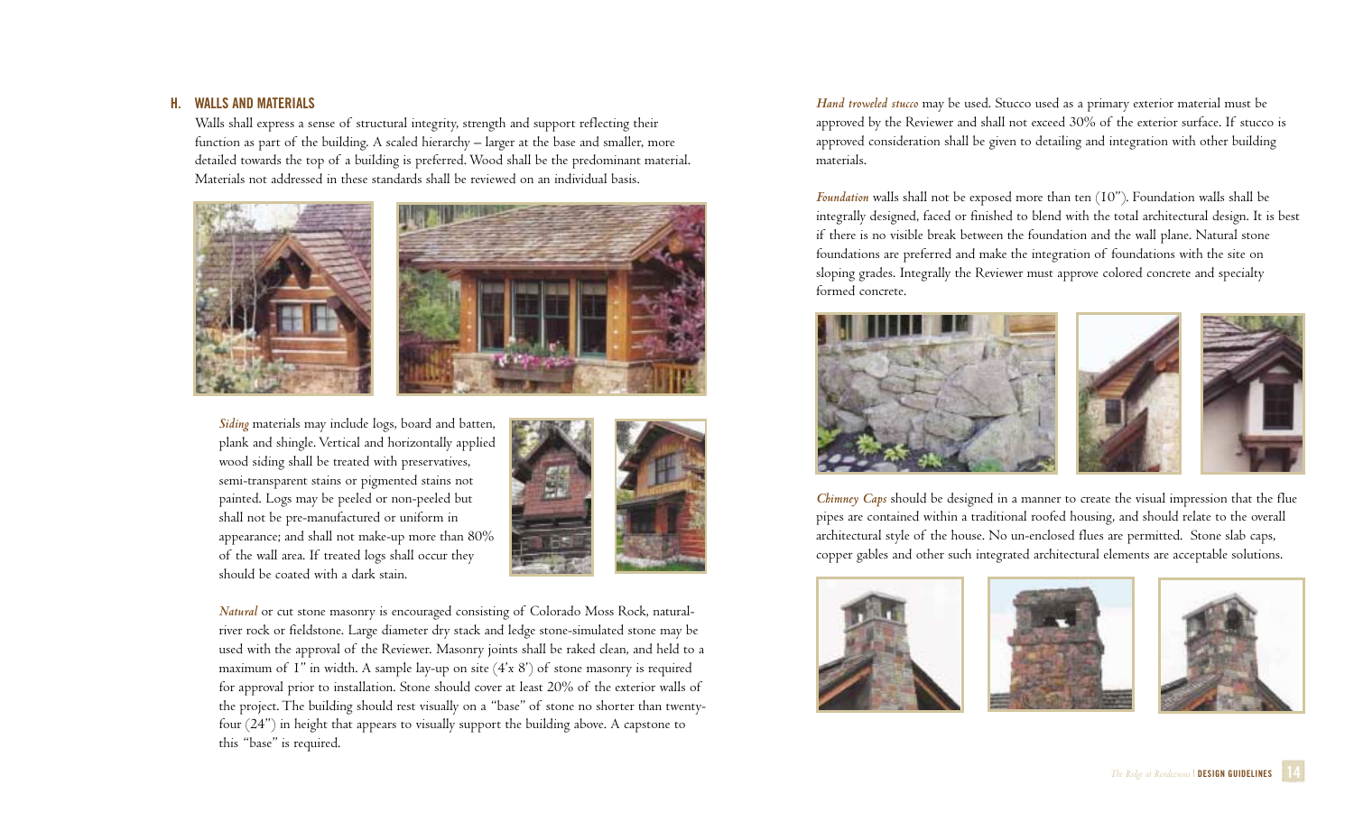## H. WALLS AND MATERIALS

Walls shall express a sense of structural integrity, strength and support reflecting their function as part of the building. A scaled hierarchy – larger at the base and smaller, more detailed towards the top of a building is preferred. Wood shall be the predominant material. Materials not addressed in these standards shall be reviewed on an individual basis.

*Siding* materials may include logs, board and batten, plank and shingle. Vertical and horizontally applied wood siding shall be treated with preservatives, semi-transparent stains or pigmented stains not painted. Logs may be peeled or non-peeled but shall not be pre-manufactured or uniform in appearance; and shall not make-up more than 80% of the wall area. If treated logs shall occur they should be coated with a dark stain.

*Natural* or cut stone masonry is encouraged consisting of Colorado Moss Rock, natural-river rock or fieldstone. Large diameter dry stack and ledge stone-simulated stone may be used with the approval of the Reviewer. Masonry joints shall be raked clean, and held to a maximum of 1" in width. A sample lay-up on site (4'x 8') of stone masonry is required for approval prior to installation. Stone should cover at least 20% of the exterior walls of the project. The building should rest visually on a "base" of stone no shorter than twenty-four (24") in height that appears to visually support the building above. A capstone to this "base" is required.

*Hand troweled stucco* may be used. Stucco used as a primary exterior material must be approved by the Reviewer and shall not exceed 30% of the exterior surface. If stucco is approved consideration shall be given to detailing and integration with other building materials.

*Foundation* walls shall not be exposed more than ten (10"). Foundation walls shall be integrally designed, faced or finished to blend with the total architectural design. It is best if there is no visible break between the foundation and the wall plane. Natural stone foundations are preferred and make the integration of foundations with the site on sloping grades. Integrally the Reviewer must approve colored concrete and specialty formed concrete.

*Chimney Caps* should be designed in a manner to create the visual impression that the flue pipes are contained within a traditional roofed housing, and should relate to the overall architectural style of the house. No un-enclosed flues are permitted. Stone slab caps, copper gables and other such integrated architectural elements are acceptable solutions.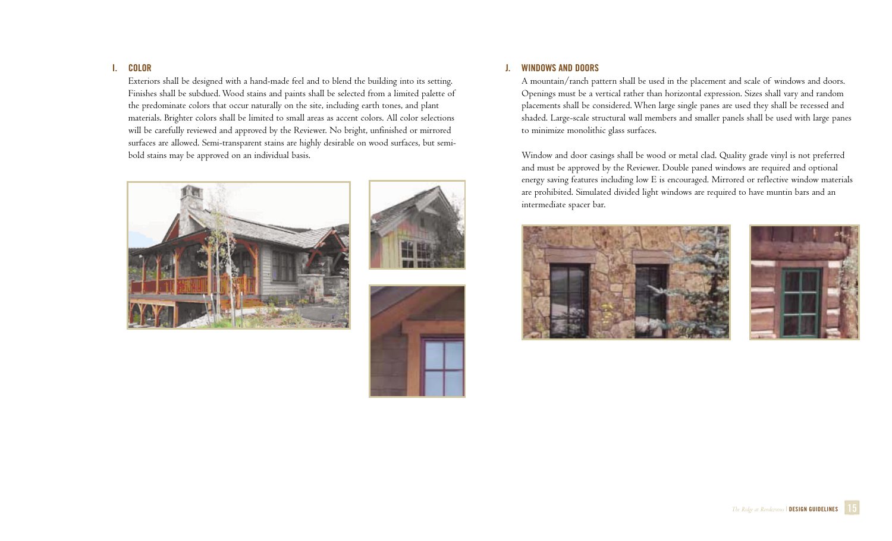## I. COLOR

Exteriors shall be designed with a hand-made feel and to blend the building into its setting. Finishes shall be subdued. Wood stains and paints shall be selected from a limited palette of the predominate colors that occur naturally on the site, including earth tones, and plant materials. Brighter colors shall be limited to small areas as accent colors. All color selections will be carefully reviewed and approved by the Reviewer. No bright, unfinished or mirrored surfaces are allowed. Semi-transparent stains are highly desirable on wood surfaces, but semi-bold stains may be approved on an individual basis.

## J. WINDOWS AND DOORS

A mountain/ranch pattern shall be used in the placement and scale of windows and doors. Openings must be a vertical rather than horizontal expression. Sizes shall vary and random placements shall be considered. When large single panes are used they shall be recessed and shaded. Large-scale structural wall members and smaller panels shall be used with large panes to minimize monolithic glass surfaces.

Window and door casings shall be wood or metal clad. Quality grade vinyl is not preferred and must be approved by the Reviewer. Double paned windows are required and optional energy saving features including low E is encouraged. Mirrored or reflective window materials are prohibited. Simulated divided light windows are required to have muntin bars and an intermediate spacer bar.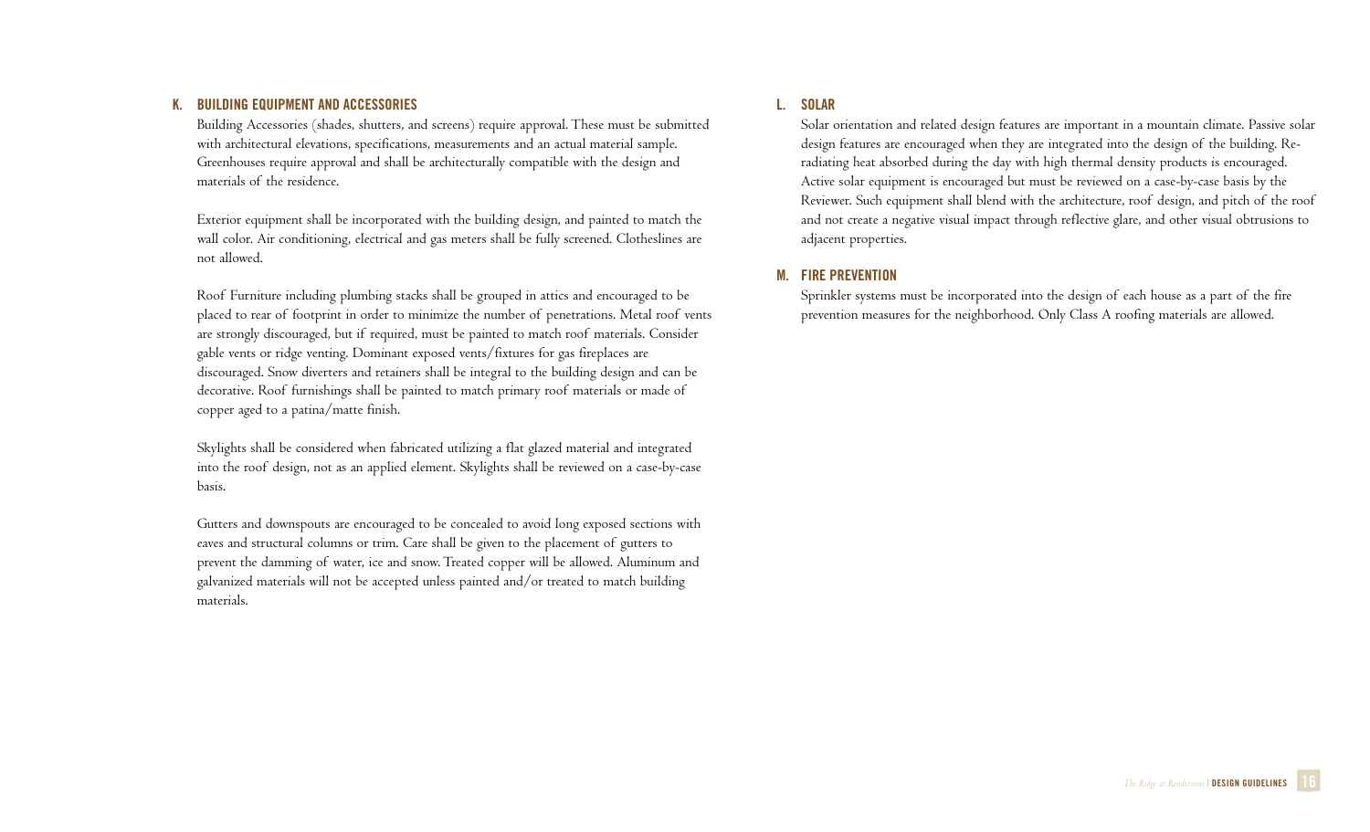## K. BUILDING EQUIPMENT AND ACCESSORIES

Building Accessories (shades, shutters, and screens) require approval. These must be submitted with architectural elevations, specifications, measurements and an actual material sample. Greenhouses require approval and shall be architecturally compatible with the design and materials of the residence.

Exterior equipment shall be incorporated with the building design, and painted to match the wall color. Air conditioning, electrical and gas meters shall be fully screened. Clotheslines are not allowed.

Roof Furniture including plumbing stacks shall be grouped in attics and encouraged to be placed to rear of footprint in order to minimize the number of penetrations. Metal roof vents are strongly discouraged, but if required, must be painted to match roof materials. Consider gable vents or ridge venting. Dominant exposed vents/fixtures for gas fireplaces are discouraged. Snow diverters and retainers shall be integral to the building design and can be decorative. Roof furnishings shall be painted to match primary roof materials or made of copper aged to a patina/matte finish.

Skylights shall be considered when fabricated utilizing a flat glazed material and integrated into the roof design, not as an applied element. Skylights shall be reviewed on a case-by-case basis.

Gutters and downspouts are encouraged to be concealed to avoid long exposed sections with eaves and structural columns or trim. Care shall be given to the placement of gutters to prevent the damming of water, ice and snow. Treated copper will be allowed. Aluminum and galvanized materials will not be accepted unless painted and/or treated to match building materials.

## L. SOLAR

Solar orientation and related design features are important in a mountain climate. Passive solar design features are encouraged when they are integrated into the design of the building. Re-radiating heat absorbed during the day with high thermal density products is encouraged. Active solar equipment is encouraged but must be reviewed on a case-by-case basis by the Reviewer. Such equipment shall blend with the architecture, roof design, and pitch of the roof and not create a negative visual impact through reflective glare, and other visual obtrusions to adjacent properties.

## M. FIRE PREVENTION

Sprinkler systems must be incorporated into the design of each house as a part of the fire prevention measures for the neighborhood. Only Class A roofing materials are allowed.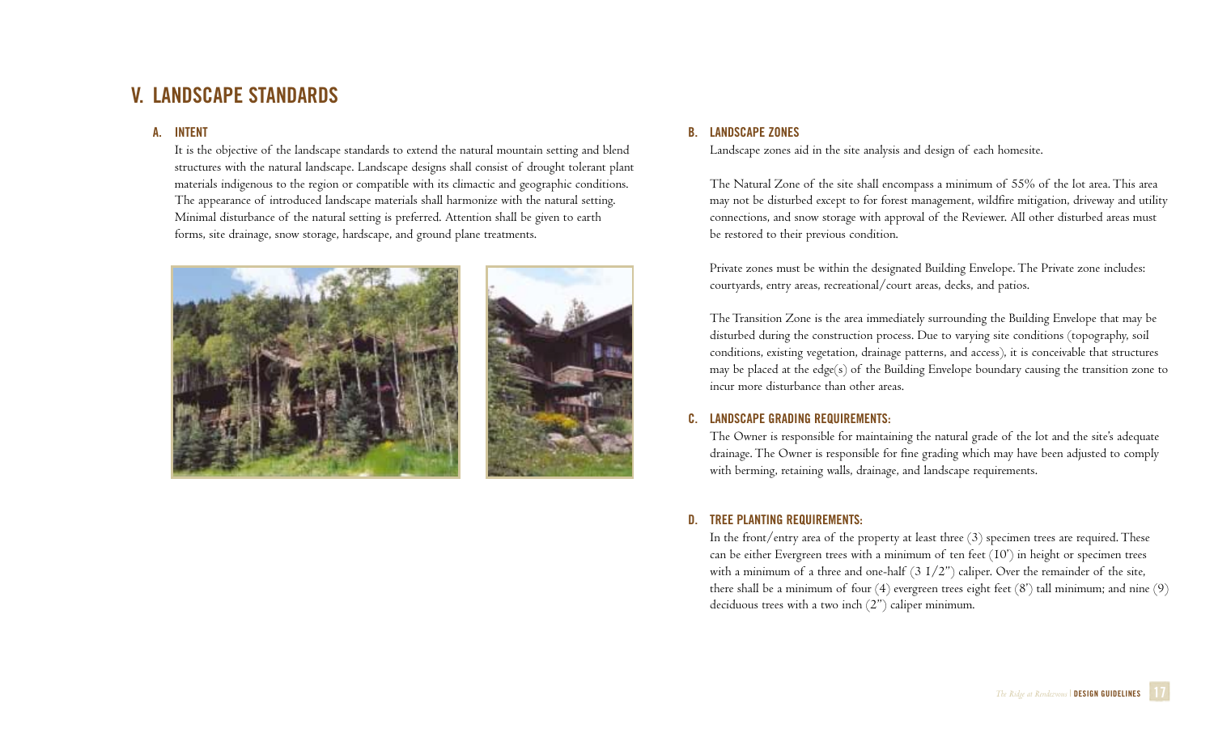# V. LANDSCAPE STANDARDS

## A. INTENT

It is the objective of the landscape standards to extend the natural mountain setting and blend structures with the natural landscape. Landscape designs shall consist of drought tolerant plant materials indigenous to the region or compatible with its climactic and geographic conditions. The appearance of introduced landscape materials shall harmonize with the natural setting. Minimal disturbance of the natural setting is preferred. Attention shall be given to earth forms, site drainage, snow storage, hardscape, and ground plane treatments.

## B. LANDSCAPE ZONES

Landscape zones aid in the site analysis and design of each homesite.

The Natural Zone of the site shall encompass a minimum of 55% of the lot area. This area may not be disturbed except to for forest management, wildfire mitigation, driveway and utility connections, and snow storage with approval of the Reviewer. All other disturbed areas must be restored to their previous condition.

Private zones must be within the designated Building Envelope. The Private zone includes: courtyards, entry areas, recreational/court areas, decks, and patios.

The Transition Zone is the area immediately surrounding the Building Envelope that may be disturbed during the construction process. Due to varying site conditions (topography, soil conditions, existing vegetation, drainage patterns, and access), it is conceivable that structures may be placed at the edge(s) of the Building Envelope boundary causing the transition zone to incur more disturbance than other areas.

## C. LANDSCAPE GRADING REQUIREMENTS:

The Owner is responsible for maintaining the natural grade of the lot and the site's adequate drainage. The Owner is responsible for fine grading which may have been adjusted to comply with berming, retaining walls, drainage, and landscape requirements.

## D. TREE PLANTING REQUIREMENTS:

In the front/entry area of the property at least three (3) specimen trees are required. These can be either Evergreen trees with a minimum of ten feet (10') in height or specimen trees with a minimum of a three and one-half (3 1/2") caliper. Over the remainder of the site, there shall be a minimum of four (4) evergreen trees eight feet (8') tall minimum; and nine (9) deciduous trees with a two inch (2") caliper minimum.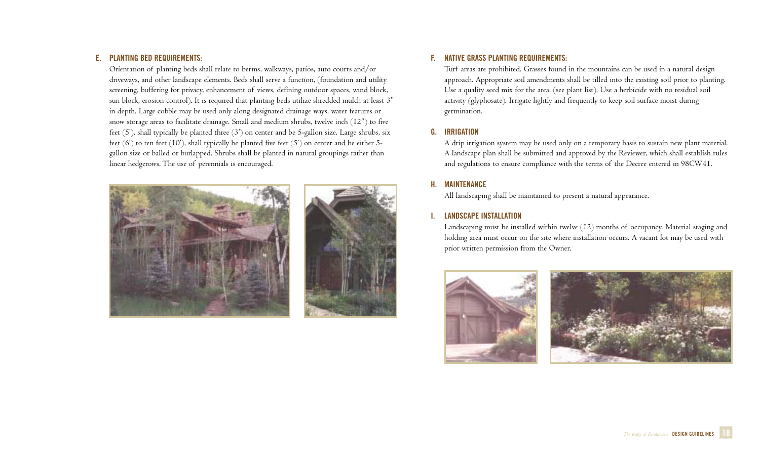## E. PLANTING BED REQUIREMENTS:

Orientation of planting beds shall relate to berms, walkways, patios, auto courts and/or driveways, and other landscape elements. Beds shall serve a function, (foundation and utility screening, buffering for privacy, enhancement of views, defining outdoor spaces, wind block, sun block, erosion control). It is required that planting beds utilize shredded mulch at least 3" in depth. Large cobble may be used only along designated drainage ways, water features or snow storage areas to facilitate drainage. Small and medium shrubs, twelve inch (12") to five feet (5'), shall typically be planted three (3') on center and be 5-gallon size. Large shrubs, six feet (6') to ten feet (10'), shall typically be planted five feet (5') on center and be either 5-gallon size or balled or burlapped. Shrubs shall be planted in natural groupings rather than linear hedgerows. The use of perennials is encouraged.

## F. NATIVE GRASS PLANTING REQUIREMENTS:

Turf areas are prohibited. Grasses found in the mountains can be used in a natural design approach. Appropriate soil amendments shall be tilled into the existing soil prior to planting. Use a quality seed mix for the area. (see plant list). Use a herbicide with no residual soil activity (glyphosate). Irrigate lightly and frequently to keep soil surface moist during germination.

## G. IRRIGATION

A drip irrigation system may be used only on a temporary basis to sustain new plant material. A landscape plan shall be submitted and approved by the Reviewer, which shall establish rules and regulations to ensure compliance with the terms of the Decree entered in 98CW41.

## H. MAINTENANCE

All landscaping shall be maintained to present a natural appearance.

## I. LANDSCAPE INSTALLATION

Landscaping must be installed within twelve (12) months of occupancy. Material staging and holding area must occur on the site where installation occurs. A vacant lot may be used with prior written permission from the Owner.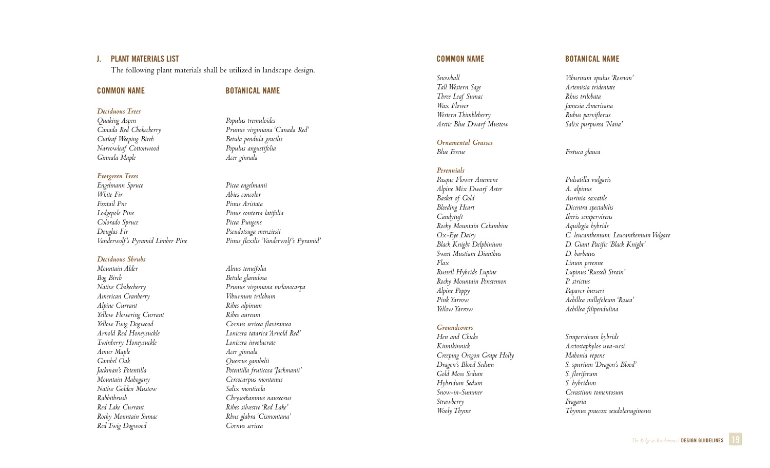## J. PLANT MATERIALS LIST

The following plant materials shall be utilized in landscape design.

| COMMON NAME | BOTANICAL NAME |
|---|---|
| ***Deciduous Trees*** | |
| *Quaking Aspen* | *Populus tremuloides* |
| *Canada Red Chokecherry* | *Prunus virginiana 'Canada Red'* |
| *Cutleaf Weeping Birch* | *Betula pendula gracilis* |
| *Narrowleaf Cottonwood* | *Populus angustifolia* |
| *Ginnala Maple* | *Acer ginnala* |
| ***Evergreen Trees*** | |
| *Engelmann Spruce* | *Picea engelmanii* |
| *White Fir* | *Abies concolor* |
| *Foxtail Pne* | *Pinus Aristata* |
| *Lodgepole Pine* | *Pinus contorta latifolia* |
| *Colorado Spruce* | *Picea Pungens* |
| *Douglas Fir* | *Pseudotsuga menziesii* |
| *Vanderwolf's Pyramid Limber Pine* | *Pinus flexilis 'Vanderwolf's Pyramid'* |
| ***Deciduous Shrubs*** | |
| *Mountain Alder* | *Alnus tenuifolia* |
| *Bog Birch* | *Betula glanulosa* |
| *Native Chokecherry* | *Prunus virginiana melanocarpa* |
| *American Cranberry* | *Viburnum trilobum* |
| *Alpine Currant* | *Ribes alpinum* |
| *Yellow Flowering Currant* | *Ribes aureum* |
| *Yellow Twig Dogwood* | *Cornus sericea flaviramea* |
| *Arnold Red Honeysuckle* | *Lonicera tatarica 'Arnold Red'* |
| *Twinberry Honeysuckle* | *Lonicera involucrate* |
| *Amur Maple* | *Acer ginnala* |
| *Gambel Oak* | *Quercus gambelii* |
| *Jackman's Potentilla* | *Potentilla fruticosa 'Jackmanii'* |
| *Mountain Mahogany* | *Cercocarpus montanus* |
| *Native Golden Mustow* | *Salix monticola* |
| *Rabbitbrush* | *Chrysothamnus nauseosus* |
| *Red Lake Currant* | *Ribes silvestre 'Red Lake'* |
| *Rocky Mountain Sumac* | *Rhus glabra 'Cismontana'* |
| *Red Twig Dogwood* | *Cornus sericea* |
| *Snowball* | *Viburnum opulus 'Roseum'* |
| *Tall Western Sage* | *Artemisia tridentate* |
| *Three Leaf Sumac* | *Rhus trilobata* |
| *Wax Flower* | *Jamesia Americana* |
| *Western Thimbleberry* | *Rubus parviflorus* |
| *Arctic Blue Dwarf Mustow* | *Salix purpurea 'Nana'* |
| ***Ornamental Grasses*** | |
| *Blue Fescue* | *Festuca glauca* |
| ***Perennials*** | |
| *Pasque Flower Anemone* | *Pulsatilla vulgaris* |
| *Alpine Mix Dwarf Aster* | *A. alpinus* |
| *Basket of Gold* | *Aurinia saxatile* |
| *Bleeding Heart* | *Dicentra spectabilis* |
| *Candytuft* | *Iberis sempervirens* |
| *Rocky Mountain Columbine* | *Aquilegia hybrids* |
| *Ox-Eye Daisy* | *C. leucanthemum: Leucanthemum Vulgare* |
| *Black Knight Delphinium* | *D. Giant Pacific 'Black Knight'* |
| *Sweet Mustiam Dianthus* | *D. barbatus* |
| *Flax* | *Linum perenne* |
| *Russell Hybrids Lupine* | *Lupinus 'Russell Strain'* |
| *Rocky Mountain Penstemon* | *P. strictus* |
| *Alpine Poppy* | *Papaver burseri* |
| *Pink Yarrow* | *Achillea millefoleum 'Rosea'* |
| *Yellow Yarrow* | *Achillea filipendulina* |
| ***Groundcovers*** | |
| *Hen and Chicks* | *Sempervivum hybrids* |
| *Kinnikinnick* | *Arctostaphylos uva-ursi* |
| *Creeping Oregon Grape Holly* | *Mahonia repens* |
| *Dragon's Blood Sedum* | *S. spurium 'Dragon's Blood'* |
| *Gold Moss Sedum* | *S. floriferum* |
| *Hybridum Sedum* | *S. hybridum* |
| *Snow-in-Summer* | *Cerastium tomentosum* |
| *Strawberry* | *Fragaria* |
| *Wooly Thyme* | *Thymus praecox seudolanuginosus* |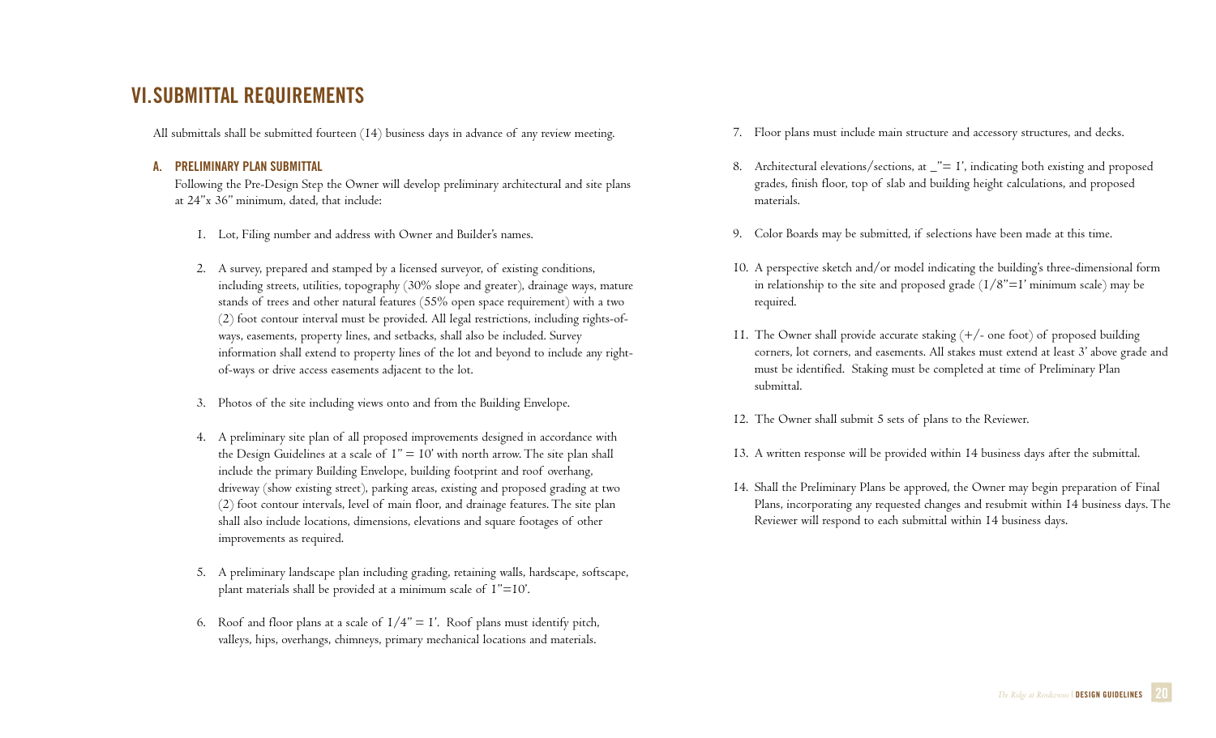## VI. SUBMITTAL REQUIREMENTS

All submittals shall be submitted fourteen (14) business days in advance of any review meeting.

### A. PRELIMINARY PLAN SUBMITTAL

Following the Pre-Design Step the Owner will develop preliminary architectural and site plans at 24"x 36" minimum, dated, that include:

1. Lot, Filing number and address with Owner and Builder's names.

2. A survey, prepared and stamped by a licensed surveyor, of existing conditions, including streets, utilities, topography (30% slope and greater), drainage ways, mature stands of trees and other natural features (55% open space requirement) with a two (2) foot contour interval must be provided. All legal restrictions, including rights-of-ways, easements, property lines, and setbacks, shall also be included. Survey information shall extend to property lines of the lot and beyond to include any right-of-ways or drive access easements adjacent to the lot.

3. Photos of the site including views onto and from the Building Envelope.

4. A preliminary site plan of all proposed improvements designed in accordance with the Design Guidelines at a scale of 1" = 10' with north arrow. The site plan shall include the primary Building Envelope, building footprint and roof overhang, driveway (show existing street), parking areas, existing and proposed grading at two (2) foot contour intervals, level of main floor, and drainage features. The site plan shall also include locations, dimensions, elevations and square footages of other improvements as required.

5. A preliminary landscape plan including grading, retaining walls, hardscape, softscape, plant materials shall be provided at a minimum scale of 1"=10'.

6. Roof and floor plans at a scale of 1/4" = 1'. Roof plans must identify pitch, valleys, hips, overhangs, chimneys, primary mechanical locations and materials.

7. Floor plans must include main structure and accessory structures, and decks.

8. Architectural elevations/sections, at _"= 1', indicating both existing and proposed grades, finish floor, top of slab and building height calculations, and proposed materials.

9. Color Boards may be submitted, if selections have been made at this time.

10. A perspective sketch and/or model indicating the building's three-dimensional form in relationship to the site and proposed grade (1/8"=1' minimum scale) may be required.

11. The Owner shall provide accurate staking (+/- one foot) of proposed building corners, lot corners, and easements. All stakes must extend at least 3' above grade and must be identified. Staking must be completed at time of Preliminary Plan submittal.

12. The Owner shall submit 5 sets of plans to the Reviewer.

13. A written response will be provided within 14 business days after the submittal.

14. Shall the Preliminary Plans be approved, the Owner may begin preparation of Final Plans, incorporating any requested changes and resubmit within 14 business days. The Reviewer will respond to each submittal within 14 business days.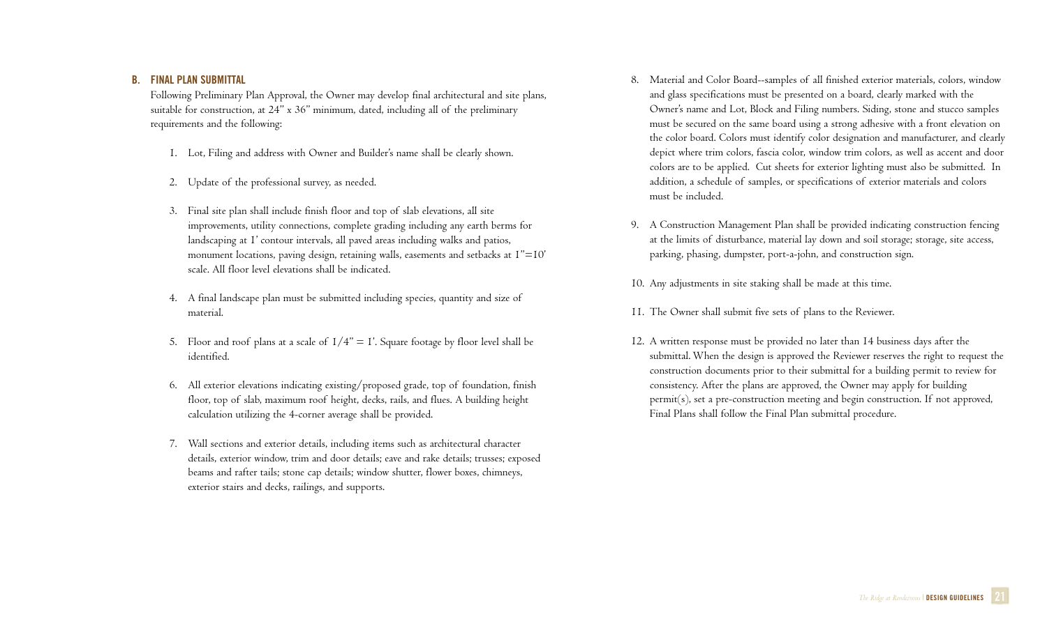### B. FINAL PLAN SUBMITTAL

Following Preliminary Plan Approval, the Owner may develop final architectural and site plans, suitable for construction, at 24" x 36" minimum, dated, including all of the preliminary requirements and the following:

1. Lot, Filing and address with Owner and Builder's name shall be clearly shown.

2. Update of the professional survey, as needed.

3. Final site plan shall include finish floor and top of slab elevations, all site improvements, utility connections, complete grading including any earth berms for landscaping at 1' contour intervals, all paved areas including walks and patios, monument locations, paving design, retaining walls, easements and setbacks at 1"=10' scale. All floor level elevations shall be indicated.

4. A final landscape plan must be submitted including species, quantity and size of material.

5. Floor and roof plans at a scale of 1/4" = 1'. Square footage by floor level shall be identified.

6. All exterior elevations indicating existing/proposed grade, top of foundation, finish floor, top of slab, maximum roof height, decks, rails, and flues. A building height calculation utilizing the 4-corner average shall be provided.

7. Wall sections and exterior details, including items such as architectural character details, exterior window, trim and door details; eave and rake details; trusses; exposed beams and rafter tails; stone cap details; window shutter, flower boxes, chimneys, exterior stairs and decks, railings, and supports.

8. Material and Color Board--samples of all finished exterior materials, colors, window and glass specifications must be presented on a board, clearly marked with the Owner's name and Lot, Block and Filing numbers. Siding, stone and stucco samples must be secured on the same board using a strong adhesive with a front elevation on the color board. Colors must identify color designation and manufacturer, and clearly depict where trim colors, fascia color, window trim colors, as well as accent and door colors are to be applied. Cut sheets for exterior lighting must also be submitted. In addition, a schedule of samples, or specifications of exterior materials and colors must be included.

9. A Construction Management Plan shall be provided indicating construction fencing at the limits of disturbance, material lay down and soil storage; storage, site access, parking, phasing, dumpster, port-a-john, and construction sign.

10. Any adjustments in site staking shall be made at this time.

11. The Owner shall submit five sets of plans to the Reviewer.

12. A written response must be provided no later than 14 business days after the submittal. When the design is approved the Reviewer reserves the right to request the construction documents prior to their submittal for a building permit to review for consistency. After the plans are approved, the Owner may apply for building permit(s), set a pre-construction meeting and begin construction. If not approved, Final Plans shall follow the Final Plan submittal procedure.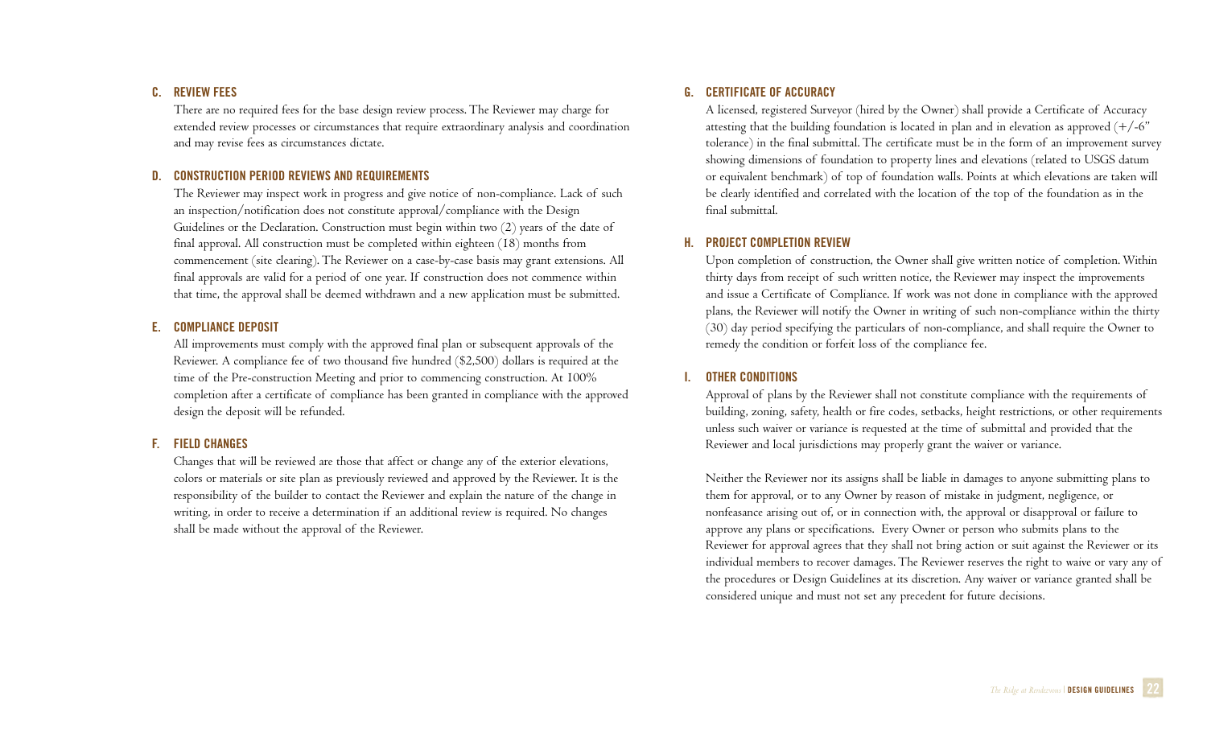## C. REVIEW FEES

There are no required fees for the base design review process. The Reviewer may charge for extended review processes or circumstances that require extraordinary analysis and coordination and may revise fees as circumstances dictate.

## D. CONSTRUCTION PERIOD REVIEWS AND REQUIREMENTS

The Reviewer may inspect work in progress and give notice of non-compliance. Lack of such an inspection/notification does not constitute approval/compliance with the Design Guidelines or the Declaration. Construction must begin within two (2) years of the date of final approval. All construction must be completed within eighteen (18) months from commencement (site clearing). The Reviewer on a case-by-case basis may grant extensions. All final approvals are valid for a period of one year. If construction does not commence within that time, the approval shall be deemed withdrawn and a new application must be submitted.

## E. COMPLIANCE DEPOSIT

All improvements must comply with the approved final plan or subsequent approvals of the Reviewer. A compliance fee of two thousand five hundred ($2,500) dollars is required at the time of the Pre-construction Meeting and prior to commencing construction. At 100% completion after a certificate of compliance has been granted in compliance with the approved design the deposit will be refunded.

## F. FIELD CHANGES

Changes that will be reviewed are those that affect or change any of the exterior elevations, colors or materials or site plan as previously reviewed and approved by the Reviewer. It is the responsibility of the builder to contact the Reviewer and explain the nature of the change in writing, in order to receive a determination if an additional review is required. No changes shall be made without the approval of the Reviewer.

## G. CERTIFICATE OF ACCURACY

A licensed, registered Surveyor (hired by the Owner) shall provide a Certificate of Accuracy attesting that the building foundation is located in plan and in elevation as approved (+/-6" tolerance) in the final submittal. The certificate must be in the form of an improvement survey showing dimensions of foundation to property lines and elevations (related to USGS datum or equivalent benchmark) of top of foundation walls. Points at which elevations are taken will be clearly identified and correlated with the location of the top of the foundation as in the final submittal.

## H. PROJECT COMPLETION REVIEW

Upon completion of construction, the Owner shall give written notice of completion. Within thirty days from receipt of such written notice, the Reviewer may inspect the improvements and issue a Certificate of Compliance. If work was not done in compliance with the approved plans, the Reviewer will notify the Owner in writing of such non-compliance within the thirty (30) day period specifying the particulars of non-compliance, and shall require the Owner to remedy the condition or forfeit loss of the compliance fee.

## I. OTHER CONDITIONS

Approval of plans by the Reviewer shall not constitute compliance with the requirements of building, zoning, safety, health or fire codes, setbacks, height restrictions, or other requirements unless such waiver or variance is requested at the time of submittal and provided that the Reviewer and local jurisdictions may properly grant the waiver or variance.

Neither the Reviewer nor its assigns shall be liable in damages to anyone submitting plans to them for approval, or to any Owner by reason of mistake in judgment, negligence, or nonfeasance arising out of, or in connection with, the approval or disapproval or failure to approve any plans or specifications. Every Owner or person who submits plans to the Reviewer for approval agrees that they shall not bring action or suit against the Reviewer or its individual members to recover damages. The Reviewer reserves the right to waive or vary any of the procedures or Design Guidelines at its discretion. Any waiver or variance granted shall be considered unique and must not set any precedent for future decisions.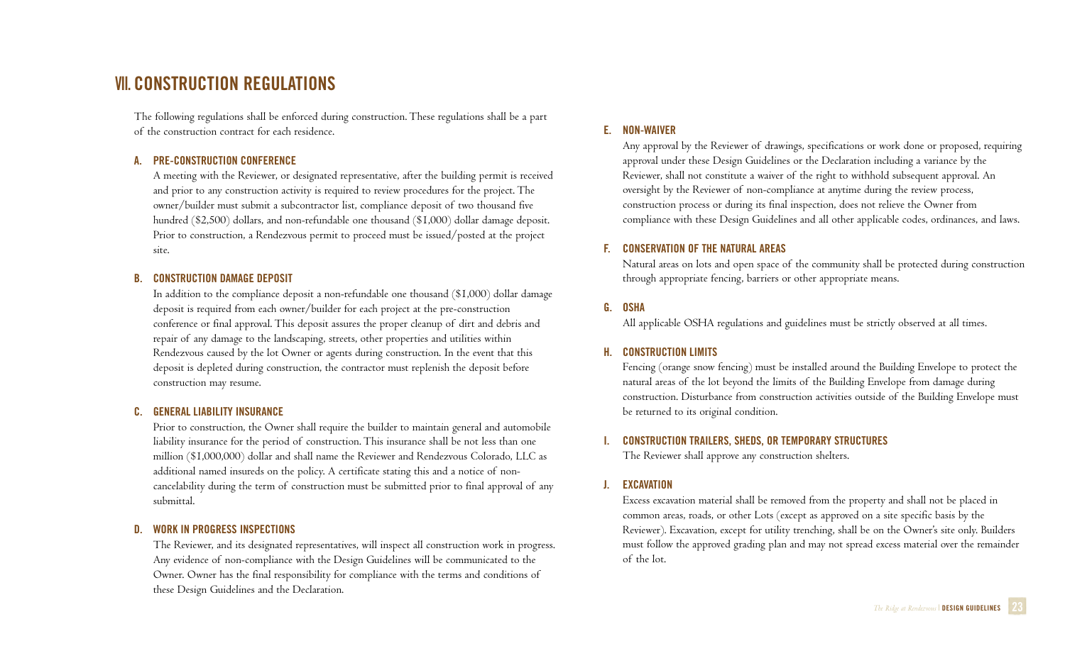# VII. CONSTRUCTION REGULATIONS

The following regulations shall be enforced during construction. These regulations shall be a part of the construction contract for each residence.

### A. PRE-CONSTRUCTION CONFERENCE

A meeting with the Reviewer, or designated representative, after the building permit is received and prior to any construction activity is required to review procedures for the project. The owner/builder must submit a subcontractor list, compliance deposit of two thousand five hundred ($2,500) dollars, and non-refundable one thousand ($1,000) dollar damage deposit. Prior to construction, a Rendezvous permit to proceed must be issued/posted at the project site.

### B. CONSTRUCTION DAMAGE DEPOSIT

In addition to the compliance deposit a non-refundable one thousand ($1,000) dollar damage deposit is required from each owner/builder for each project at the pre-construction conference or final approval. This deposit assures the proper cleanup of dirt and debris and repair of any damage to the landscaping, streets, other properties and utilities within Rendezvous caused by the lot Owner or agents during construction. In the event that this deposit is depleted during construction, the contractor must replenish the deposit before construction may resume.

### C. GENERAL LIABILITY INSURANCE

Prior to construction, the Owner shall require the builder to maintain general and automobile liability insurance for the period of construction. This insurance shall be not less than one million ($1,000,000) dollar and shall name the Reviewer and Rendezvous Colorado, LLC as additional named insureds on the policy. A certificate stating this and a notice of non-cancelability during the term of construction must be submitted prior to final approval of any submittal.

### D. WORK IN PROGRESS INSPECTIONS

The Reviewer, and its designated representatives, will inspect all construction work in progress. Any evidence of non-compliance with the Design Guidelines will be communicated to the Owner. Owner has the final responsibility for compliance with the terms and conditions of these Design Guidelines and the Declaration.

### E. NON-WAIVER

Any approval by the Reviewer of drawings, specifications or work done or proposed, requiring approval under these Design Guidelines or the Declaration including a variance by the Reviewer, shall not constitute a waiver of the right to withhold subsequent approval. An oversight by the Reviewer of non-compliance at anytime during the review process, construction process or during its final inspection, does not relieve the Owner from compliance with these Design Guidelines and all other applicable codes, ordinances, and laws.

### F. CONSERVATION OF THE NATURAL AREAS

Natural areas on lots and open space of the community shall be protected during construction through appropriate fencing, barriers or other appropriate means.

### G. OSHA

All applicable OSHA regulations and guidelines must be strictly observed at all times.

### H. CONSTRUCTION LIMITS

Fencing (orange snow fencing) must be installed around the Building Envelope to protect the natural areas of the lot beyond the limits of the Building Envelope from damage during construction. Disturbance from construction activities outside of the Building Envelope must be returned to its original condition.

### I. CONSTRUCTION TRAILERS, SHEDS, OR TEMPORARY STRUCTURES

The Reviewer shall approve any construction shelters.

### J. EXCAVATION

Excess excavation material shall be removed from the property and shall not be placed in common areas, roads, or other Lots (except as approved on a site specific basis by the Reviewer). Excavation, except for utility trenching, shall be on the Owner's site only. Builders must follow the approved grading plan and may not spread excess material over the remainder of the lot.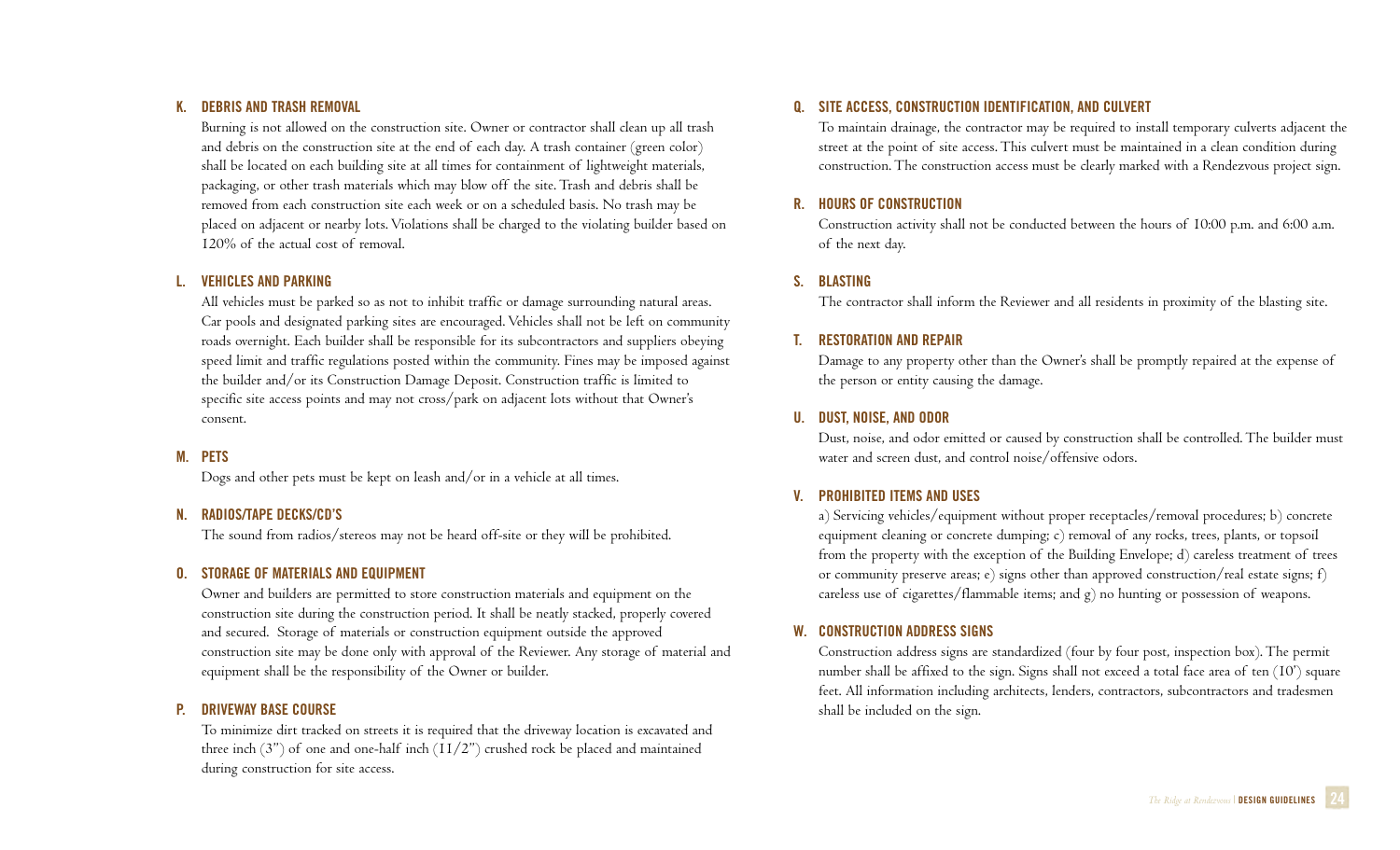### K. DEBRIS AND TRASH REMOVAL

Burning is not allowed on the construction site. Owner or contractor shall clean up all trash and debris on the construction site at the end of each day. A trash container (green color) shall be located on each building site at all times for containment of lightweight materials, packaging, or other trash materials which may blow off the site. Trash and debris shall be removed from each construction site each week or on a scheduled basis. No trash may be placed on adjacent or nearby lots. Violations shall be charged to the violating builder based on 120% of the actual cost of removal.

### L. VEHICLES AND PARKING

All vehicles must be parked so as not to inhibit traffic or damage surrounding natural areas. Car pools and designated parking sites are encouraged. Vehicles shall not be left on community roads overnight. Each builder shall be responsible for its subcontractors and suppliers obeying speed limit and traffic regulations posted within the community. Fines may be imposed against the builder and/or its Construction Damage Deposit. Construction traffic is limited to specific site access points and may not cross/park on adjacent lots without that Owner's consent.

### M. PETS

Dogs and other pets must be kept on leash and/or in a vehicle at all times.

### N. RADIOS/TAPE DECKS/CD'S

The sound from radios/stereos may not be heard off-site or they will be prohibited.

### O. STORAGE OF MATERIALS AND EQUIPMENT

Owner and builders are permitted to store construction materials and equipment on the construction site during the construction period. It shall be neatly stacked, properly covered and secured. Storage of materials or construction equipment outside the approved construction site may be done only with approval of the Reviewer. Any storage of material and equipment shall be the responsibility of the Owner or builder.

### P. DRIVEWAY BASE COURSE

To minimize dirt tracked on streets it is required that the driveway location is excavated and three inch (3") of one and one-half inch (11/2") crushed rock be placed and maintained during construction for site access.

### Q. SITE ACCESS, CONSTRUCTION IDENTIFICATION, AND CULVERT

To maintain drainage, the contractor may be required to install temporary culverts adjacent the street at the point of site access. This culvert must be maintained in a clean condition during construction. The construction access must be clearly marked with a Rendezvous project sign.

### R. HOURS OF CONSTRUCTION

Construction activity shall not be conducted between the hours of 10:00 p.m. and 6:00 a.m. of the next day.

### S. BLASTING

The contractor shall inform the Reviewer and all residents in proximity of the blasting site.

### T. RESTORATION AND REPAIR

Damage to any property other than the Owner's shall be promptly repaired at the expense of the person or entity causing the damage.

### U. DUST, NOISE, AND ODOR

Dust, noise, and odor emitted or caused by construction shall be controlled. The builder must water and screen dust, and control noise/offensive odors.

### V. PROHIBITED ITEMS AND USES

a) Servicing vehicles/equipment without proper receptacles/removal procedures; b) concrete equipment cleaning or concrete dumping; c) removal of any rocks, trees, plants, or topsoil from the property with the exception of the Building Envelope; d) careless treatment of trees or community preserve areas; e) signs other than approved construction/real estate signs; f) careless use of cigarettes/flammable items; and g) no hunting or possession of weapons.

### W. CONSTRUCTION ADDRESS SIGNS

Construction address signs are standardized (four by four post, inspection box). The permit number shall be affixed to the sign. Signs shall not exceed a total face area of ten (10') square feet. All information including architects, lenders, contractors, subcontractors and tradesmen shall be included on the sign.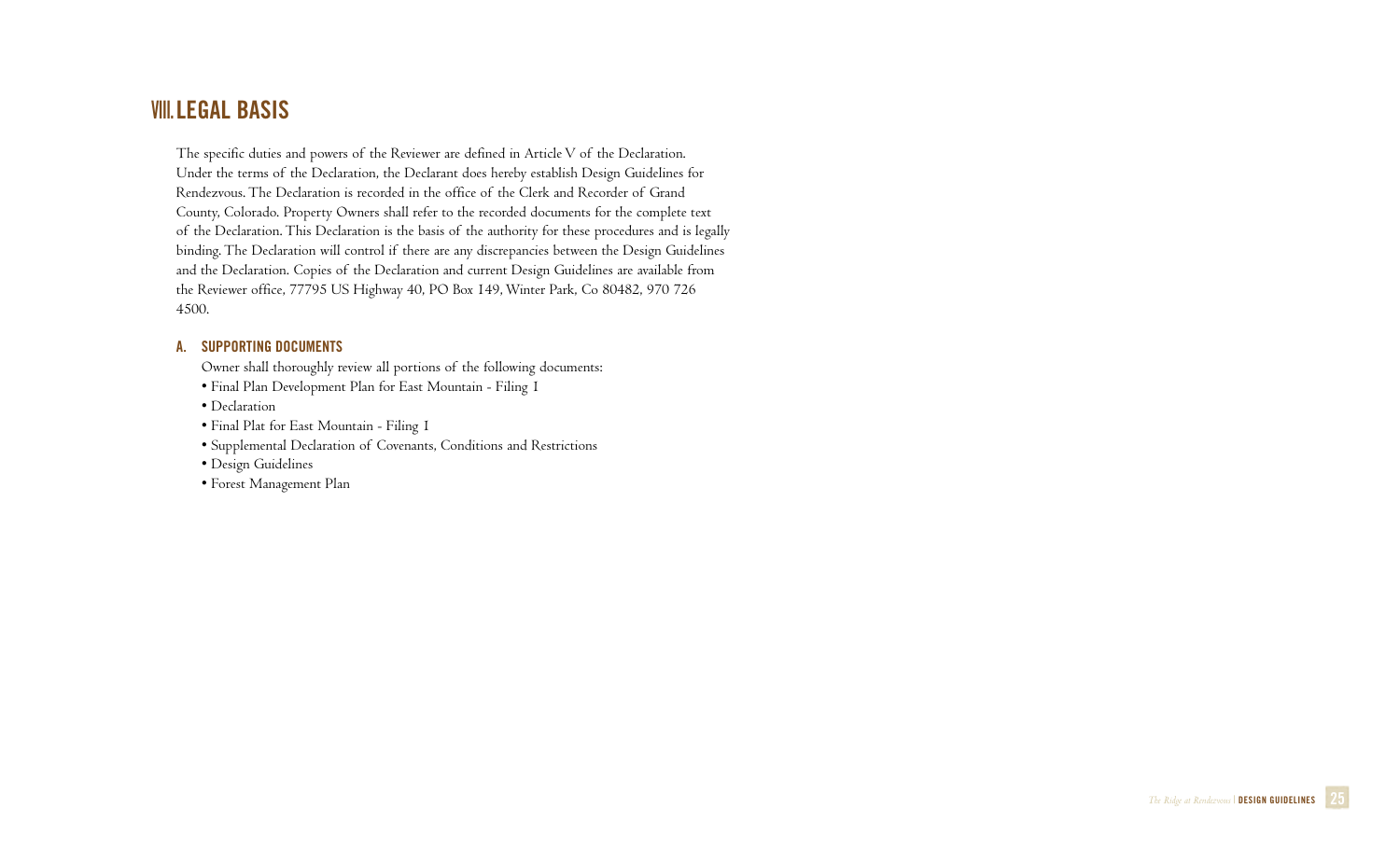# VIII. LEGAL BASIS

The specific duties and powers of the Reviewer are defined in Article V of the Declaration. Under the terms of the Declaration, the Declarant does hereby establish Design Guidelines for Rendezvous. The Declaration is recorded in the office of the Clerk and Recorder of Grand County, Colorado. Property Owners shall refer to the recorded documents for the complete text of the Declaration. This Declaration is the basis of the authority for these procedures and is legally binding. The Declaration will control if there are any discrepancies between the Design Guidelines and the Declaration. Copies of the Declaration and current Design Guidelines are available from the Reviewer office, 77795 US Highway 40, PO Box 149, Winter Park, Co 80482, 970 726 4500.

## A. SUPPORTING DOCUMENTS

Owner shall thoroughly review all portions of the following documents:

- Final Plan Development Plan for East Mountain - Filing 1
- Declaration
- Final Plat for East Mountain - Filing 1
- Supplemental Declaration of Covenants, Conditions and Restrictions
- Design Guidelines
- Forest Management Plan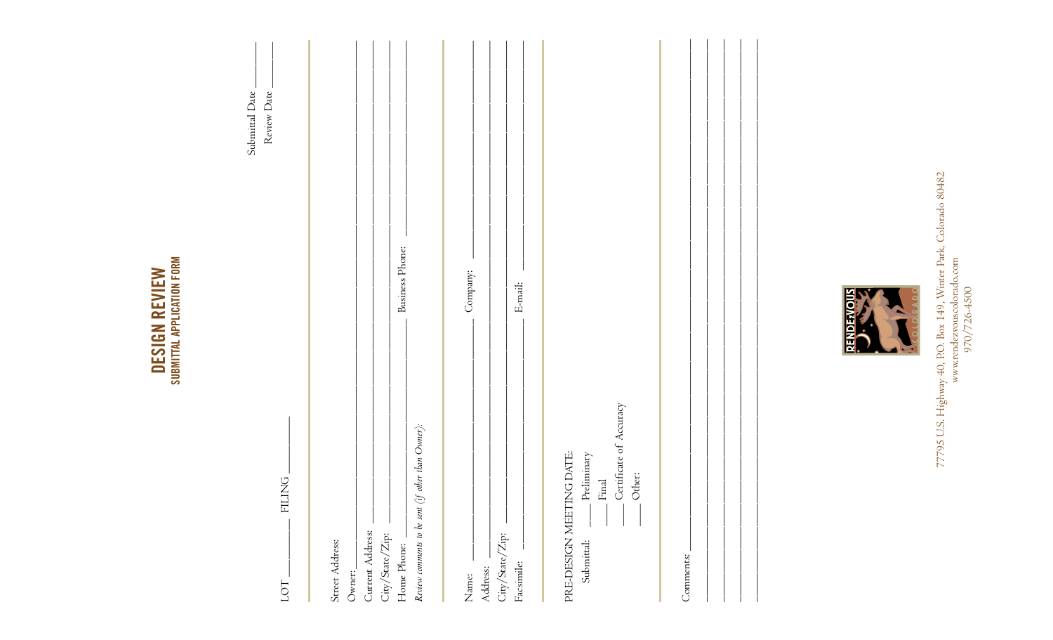# DESIGN REVIEW

## SUBMITTAL APPLICATION FORM

Submittal Date ______

Review Date ______

LOT ______ FILING ______

Street Address: ______

Owner: ______

Current Address: ______

City/State/Zip: ______

Home Phone: ______ Business Phone: ______

*Review comments to be sent (if other than Owner):*

Name: ______ Company: ______

Address: ______

City/State/Zip: ______

Facsimile: ______ E-mail: ______

PRE-DESIGN MEETING DATE:

Submittal: ___ Preliminary

___ Final

___ Certificate of Accuracy

___ Other:

Comments: ______

______

______

______

______

RENDEZVOUS COLORADO

77795 U.S. Highway 40, P.O. Box 149, Winter Park, Colorado 80482
www.rendezvouscolorado.com
970/726-4500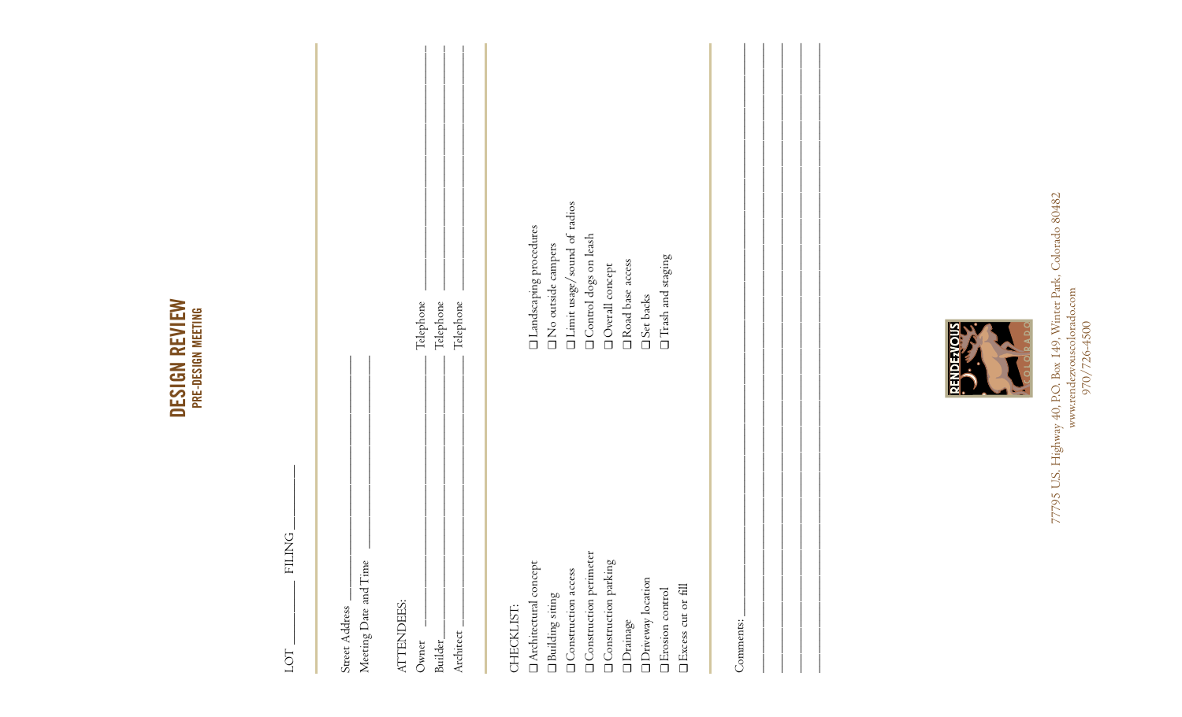# DESIGN REVIEW

## PRE-DESIGN MEETING

LOT ________ FILING ________

Street Address ______________________________

Meeting Date and Time ______________________________

ATTENDEES:

Owner ______________________________ Telephone ______________________________

Builder ______________________________ Telephone ______________________________

Architect ______________________________ Telephone ______________________________

CHECKLIST:

- ☐ Architectural concept
- ☐ Building siting
- ☐ Construction access
- ☐ Construction perimeter
- ☐ Construction parking
- ☐ Drainage
- ☐ Driveway location
- ☐ Erosion control
- ☐ Excess cut or fill
- ☐ Landscaping procedures
- ☐ No outside campers
- ☐ Limit usage/sound of radios
- ☐ Control dogs on leash
- ☐ Overall concept
- ☐ Road base access
- ☐ Set backs
- ☐ Trash and staging

Comments: ______________________________

______________________________

______________________________

______________________________

______________________________

RENDEZVOUS COLORADO

77795 U.S. Highway 40, P.O. Box 149, Winter Park, Colorado 80482
www.rendezvouscolorado.com
970/726-4500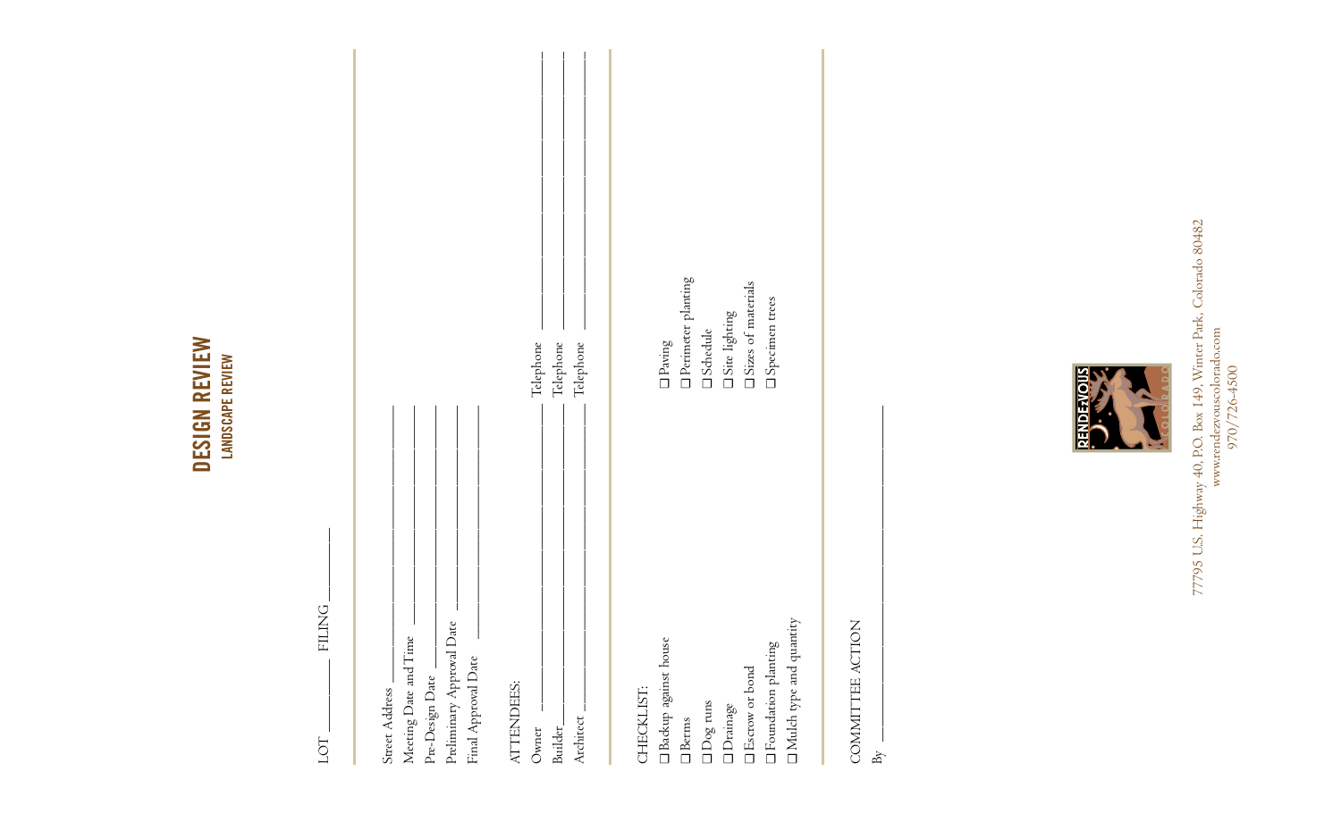# DESIGN REVIEW

## LANDSCAPE REVIEW

LOT ________ FILING ________

Street Address ____________________
Meeting Date and Time ____________________
Pre-Design Date ____________________
Preliminary Approval Date ____________________
Final Approval Date ____________________

ATTENDEES:

Owner ____________________ Telephone ____________________
Builder ____________________ Telephone ____________________
Architect ____________________ Telephone ____________________

CHECKLIST:

- ☐ Backup against house
- ☐ Berms
- ☐ Dog runs
- ☐ Drainage
- ☐ Escrow or bond
- ☐ Foundation planting
- ☐ Mulch type and quantity
- ☐ Paving
- ☐ Perimeter planting
- ☐ Schedule
- ☐ Site lighting
- ☐ Sizes of materials
- ☐ Specimen trees

COMMITTEE ACTION

By ____________________

RENDEZVOUS COLORADO

77795 U.S. Highway 40, P.O. Box 149, Winter Park, Colorado 80482
www.rendezvouscolorado.com
970/726-4500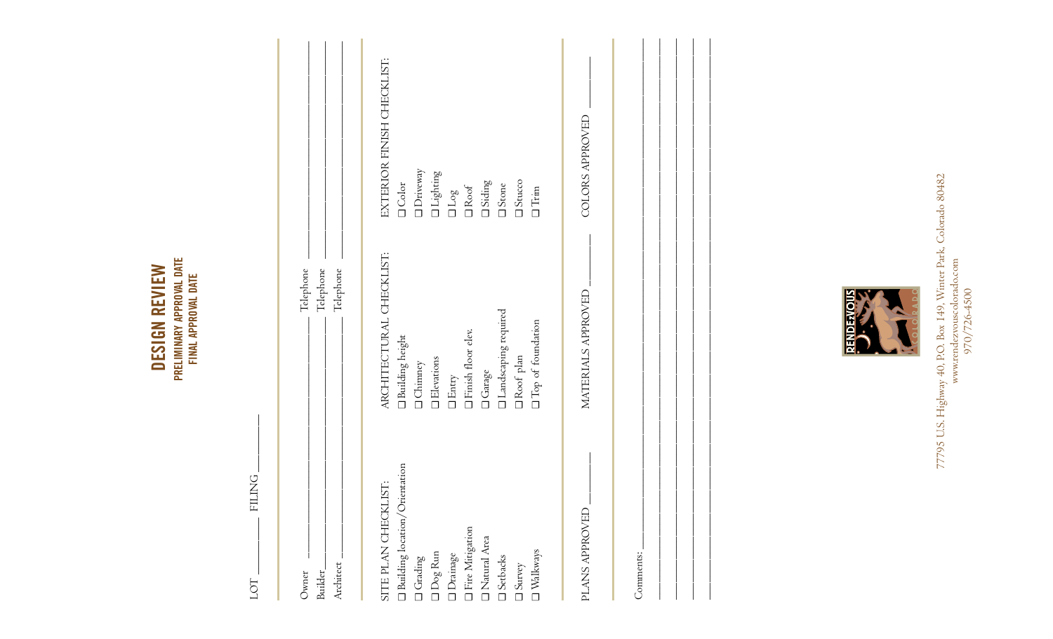# DESIGN REVIEW

**PRELIMINARY APPROVAL DATE**

**FINAL APPROVAL DATE**

LOT ________ FILING ________

Owner ______________________ Telephone ______________________

Builder ______________________ Telephone ______________________

Architect ______________________ Telephone ______________________

| SITE PLAN CHECKLIST: | ARCHITECTURAL CHECKLIST: | EXTERIOR FINISH CHECKLIST: |
|---|---|---|
| ☐ Building location/Orientation | ☐ Building height | ☐ Color |
| ☐ Grading | ☐ Chimney | ☐ Driveway |
| ☐ Dog Run | ☐ Elevations | ☐ Lighting |
| ☐ Drainage | ☐ Entry | ☐ Log |
| ☐ Fire Mitigation | ☐ Finish floor elev. | ☐ Roof |
| ☐ Natural Area | ☐ Garage | ☐ Siding |
| ☐ Setbacks | ☐ Landscaping required | ☐ Stone |
| ☐ Survey | ☐ Roof plan | ☐ Stucco |
| ☐ Walkways | ☐ Top of foundation | ☐ Trim |

PLANS APPROVED ________ MATERIALS APPROVED ________ COLORS APPROVED ________

Comments: ______________________________________________

______________________________________________

______________________________________________

______________________________________________

______________________________________________

RENDEZVOUS COLORADO

77795 U.S. Highway 40, P.O. Box 149, Winter Park, Colorado 80482
www.rendezvouscolorado.com
970/726-4500